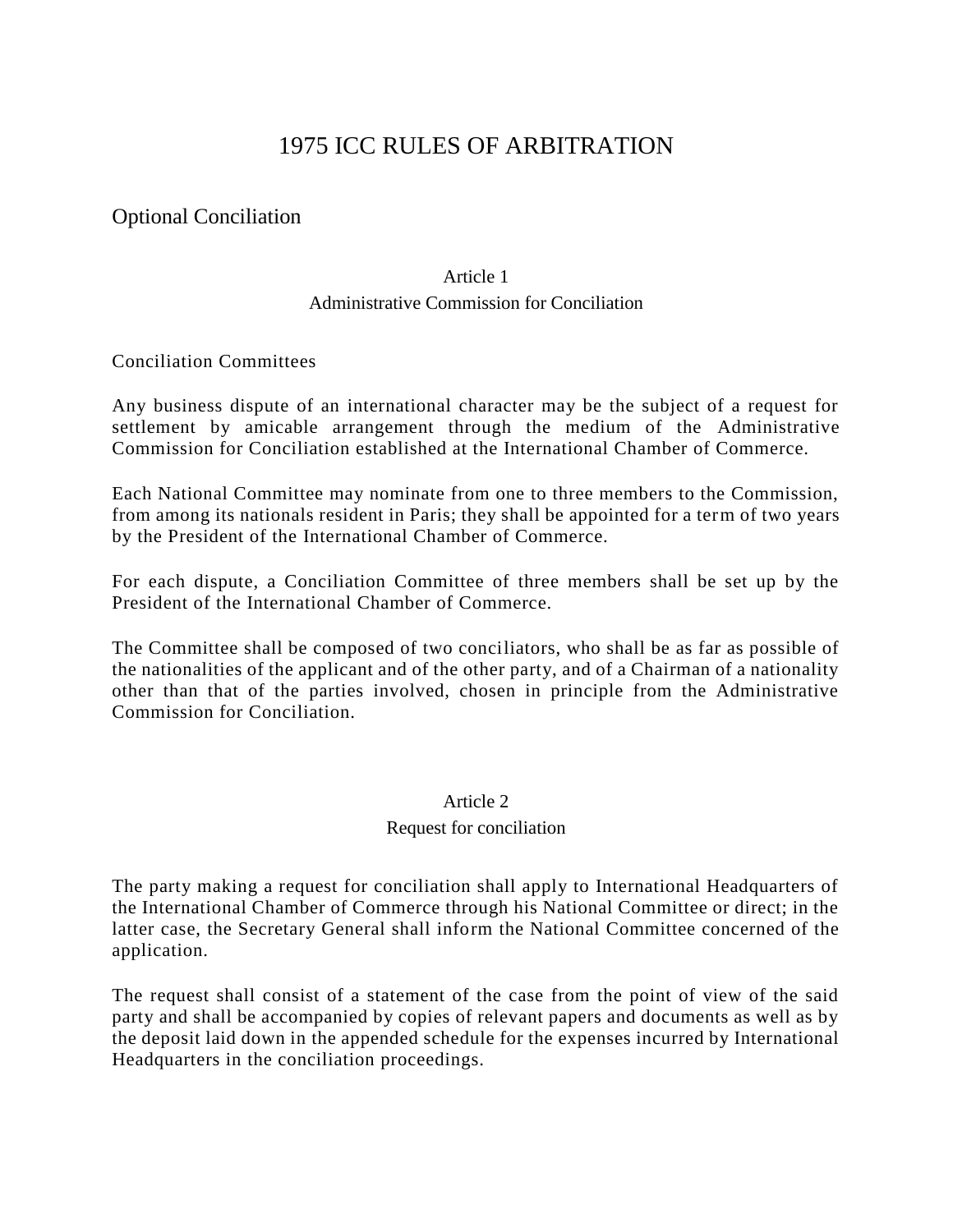# 1975 ICC RULES OF ARBITRATION

## Optional Conciliation

### Article 1
Administrative Commission for Conciliation

Conciliation Committees

Any business dispute of an international character may be the subject of a request for settlement by amicable arrangement through the medium of the Administrative Commission for Conciliation established at the International Chamber of Commerce.

Each National Committee may nominate from one to three members to the Commission, from among its nationals resident in Paris; they shall be appointed for a term of two years by the President of the International Chamber of Commerce.

For each dispute, a Conciliation Committee of three members shall be set up by the President of the International Chamber of Commerce.

The Committee shall be composed of two conciliators, who shall be as far as possible of the nationalities of the applicant and of the other party, and of a Chairman of a nationality other than that of the parties involved, chosen in principle from the Administrative Commission for Conciliation.

### Article 2
Request for conciliation

The party making a request for conciliation shall apply to International Headquarters of the International Chamber of Commerce through his National Committee or direct; in the latter case, the Secretary General shall inform the National Committee concerned of the application.

The request shall consist of a statement of the case from the point of view of the said party and shall be accompanied by copies of relevant papers and documents as well as by the deposit laid down in the appended schedule for the expenses incurred by International Headquarters in the conciliation proceedings.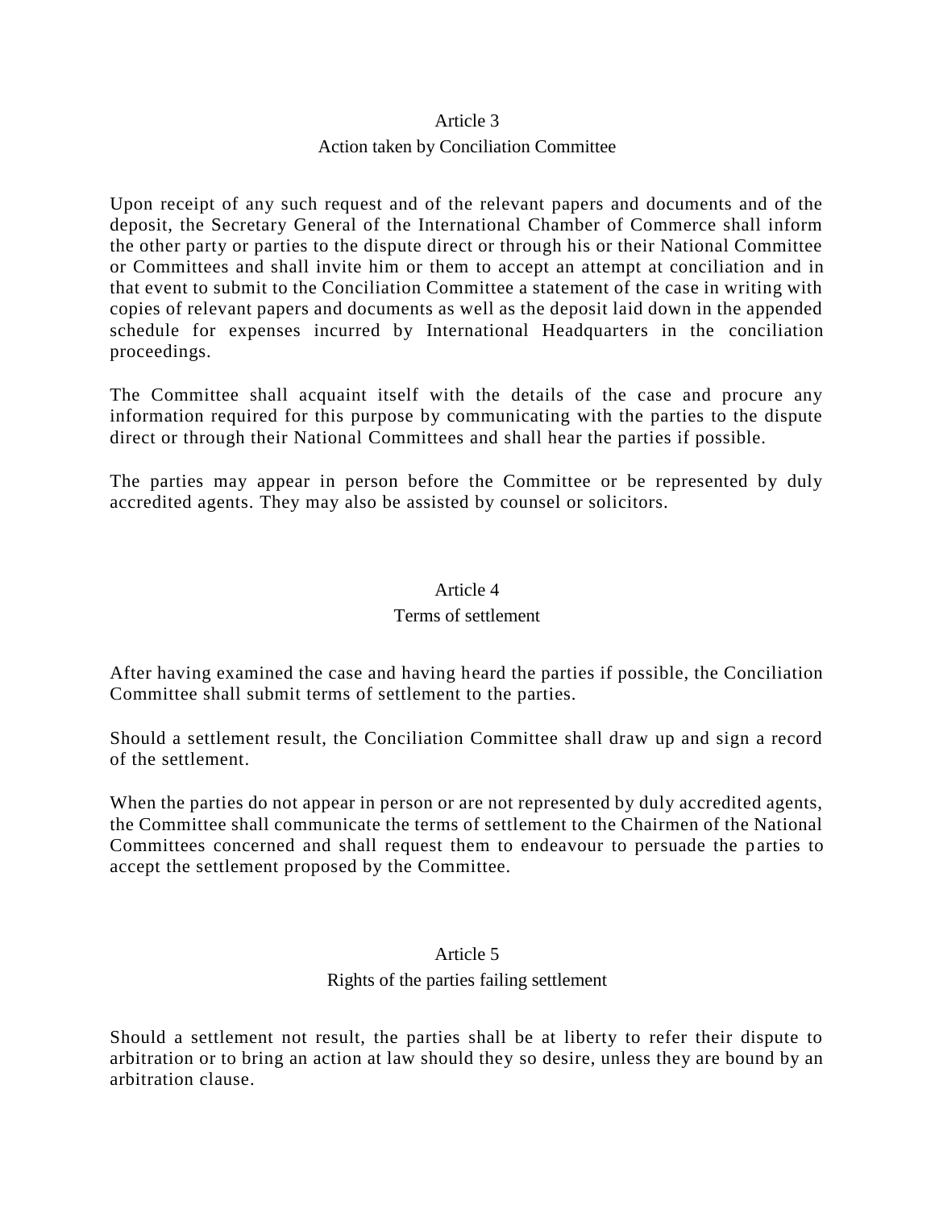## Article 3

### Action taken by Conciliation Committee

Upon receipt of any such request and of the relevant papers and documents and of the deposit, the Secretary General of the International Chamber of Commerce shall inform the other party or parties to the dispute direct or through his or their National Committee or Committees and shall invite him or them to accept an attempt at conciliation and in that event to submit to the Conciliation Committee a statement of the case in writing with copies of relevant papers and documents as well as the deposit laid down in the appended schedule for expenses incurred by International Headquarters in the conciliation proceedings.

The Committee shall acquaint itself with the details of the case and procure any information required for this purpose by communicating with the parties to the dispute direct or through their National Committees and shall hear the parties if possible.

The parties may appear in person before the Committee or be represented by duly accredited agents. They may also be assisted by counsel or solicitors.

## Article 4

### Terms of settlement

After having examined the case and having heard the parties if possible, the Conciliation Committee shall submit terms of settlement to the parties.

Should a settlement result, the Conciliation Committee shall draw up and sign a record of the settlement.

When the parties do not appear in person or are not represented by duly accredited agents, the Committee shall communicate the terms of settlement to the Chairmen of the National Committees concerned and shall request them to endeavour to persuade the parties to accept the settlement proposed by the Committee.

## Article 5

### Rights of the parties failing settlement

Should a settlement not result, the parties shall be at liberty to refer their dispute to arbitration or to bring an action at law should they so desire, unless they are bound by an arbitration clause.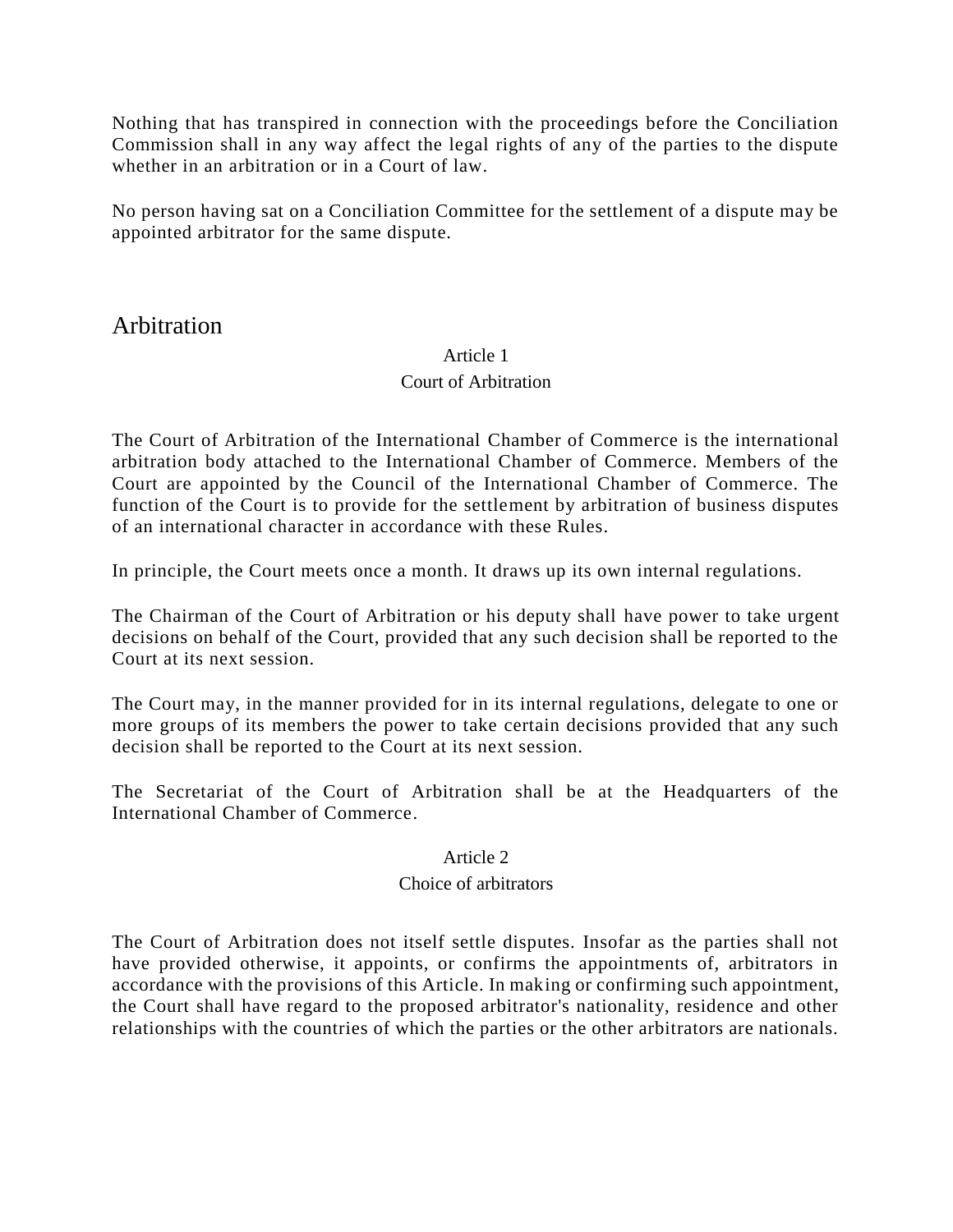Nothing that has transpired in connection with the proceedings before the Conciliation Commission shall in any way affect the legal rights of any of the parties to the dispute whether in an arbitration or in a Court of law.

No person having sat on a Conciliation Committee for the settlement of a dispute may be appointed arbitrator for the same dispute.

## Arbitration

### Article 1
### Court of Arbitration

The Court of Arbitration of the International Chamber of Commerce is the international arbitration body attached to the International Chamber of Commerce. Members of the Court are appointed by the Council of the International Chamber of Commerce. The function of the Court is to provide for the settlement by arbitration of business disputes of an international character in accordance with these Rules.

In principle, the Court meets once a month. It draws up its own internal regulations.

The Chairman of the Court of Arbitration or his deputy shall have power to take urgent decisions on behalf of the Court, provided that any such decision shall be reported to the Court at its next session.

The Court may, in the manner provided for in its internal regulations, delegate to one or more groups of its members the power to take certain decisions provided that any such decision shall be reported to the Court at its next session.

The Secretariat of the Court of Arbitration shall be at the Headquarters of the International Chamber of Commerce.

### Article 2
### Choice of arbitrators

The Court of Arbitration does not itself settle disputes. Insofar as the parties shall not have provided otherwise, it appoints, or confirms the appointments of, arbitrators in accordance with the provisions of this Article. In making or confirming such appointment, the Court shall have regard to the proposed arbitrator's nationality, residence and other relationships with the countries of which the parties or the other arbitrators are nationals.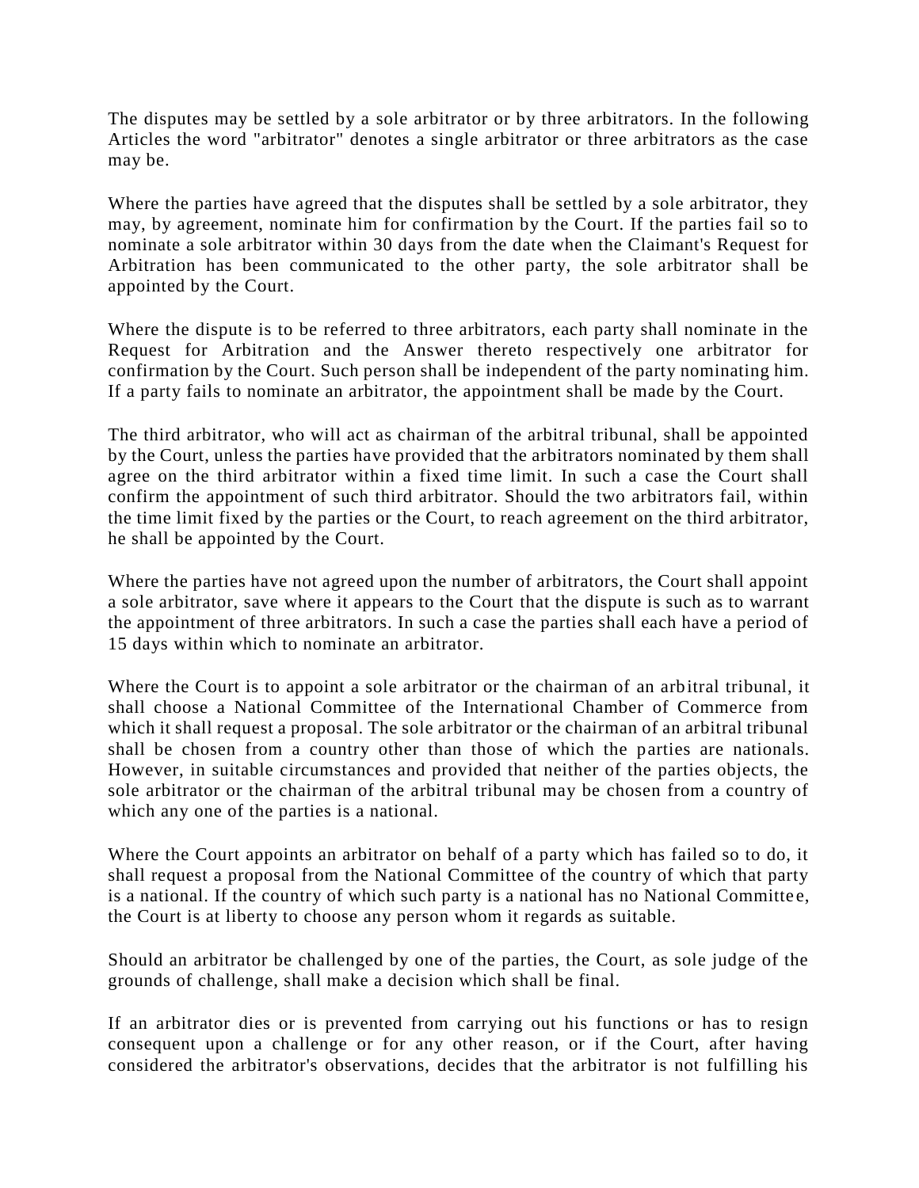The disputes may be settled by a sole arbitrator or by three arbitrators. In the following Articles the word "arbitrator" denotes a single arbitrator or three arbitrators as the case may be.

Where the parties have agreed that the disputes shall be settled by a sole arbitrator, they may, by agreement, nominate him for confirmation by the Court. If the parties fail so to nominate a sole arbitrator within 30 days from the date when the Claimant's Request for Arbitration has been communicated to the other party, the sole arbitrator shall be appointed by the Court.

Where the dispute is to be referred to three arbitrators, each party shall nominate in the Request for Arbitration and the Answer thereto respectively one arbitrator for confirmation by the Court. Such person shall be independent of the party nominating him. If a party fails to nominate an arbitrator, the appointment shall be made by the Court.

The third arbitrator, who will act as chairman of the arbitral tribunal, shall be appointed by the Court, unless the parties have provided that the arbitrators nominated by them shall agree on the third arbitrator within a fixed time limit. In such a case the Court shall confirm the appointment of such third arbitrator. Should the two arbitrators fail, within the time limit fixed by the parties or the Court, to reach agreement on the third arbitrator, he shall be appointed by the Court.

Where the parties have not agreed upon the number of arbitrators, the Court shall appoint a sole arbitrator, save where it appears to the Court that the dispute is such as to warrant the appointment of three arbitrators. In such a case the parties shall each have a period of 15 days within which to nominate an arbitrator.

Where the Court is to appoint a sole arbitrator or the chairman of an arbitral tribunal, it shall choose a National Committee of the International Chamber of Commerce from which it shall request a proposal. The sole arbitrator or the chairman of an arbitral tribunal shall be chosen from a country other than those of which the parties are nationals. However, in suitable circumstances and provided that neither of the parties objects, the sole arbitrator or the chairman of the arbitral tribunal may be chosen from a country of which any one of the parties is a national.

Where the Court appoints an arbitrator on behalf of a party which has failed so to do, it shall request a proposal from the National Committee of the country of which that party is a national. If the country of which such party is a national has no National Committee, the Court is at liberty to choose any person whom it regards as suitable.

Should an arbitrator be challenged by one of the parties, the Court, as sole judge of the grounds of challenge, shall make a decision which shall be final.

If an arbitrator dies or is prevented from carrying out his functions or has to resign consequent upon a challenge or for any other reason, or if the Court, after having considered the arbitrator's observations, decides that the arbitrator is not fulfilling his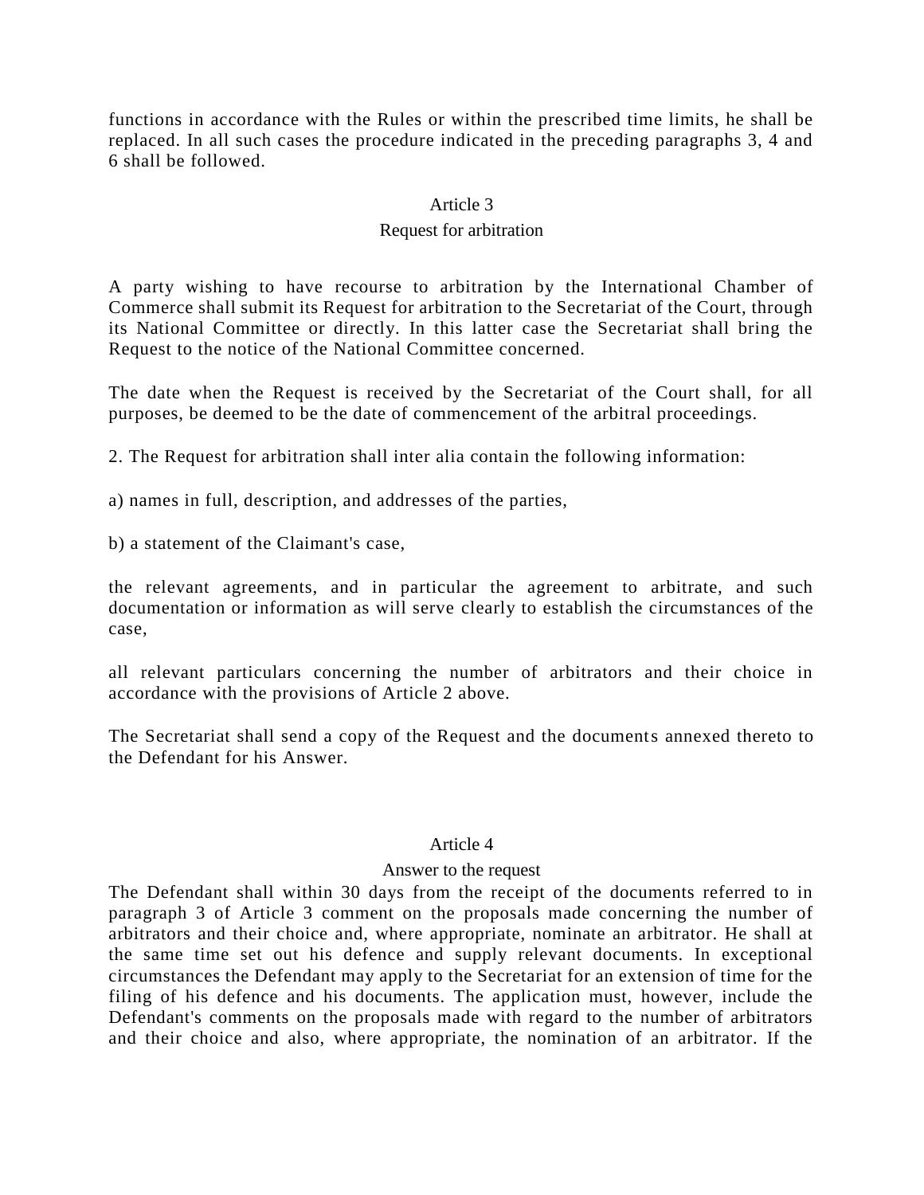functions in accordance with the Rules or within the prescribed time limits, he shall be replaced. In all such cases the procedure indicated in the preceding paragraphs 3, 4 and 6 shall be followed.

## Article 3

### Request for arbitration

A party wishing to have recourse to arbitration by the International Chamber of Commerce shall submit its Request for arbitration to the Secretariat of the Court, through its National Committee or directly. In this latter case the Secretariat shall bring the Request to the notice of the National Committee concerned.

The date when the Request is received by the Secretariat of the Court shall, for all purposes, be deemed to be the date of commencement of the arbitral proceedings.

2. The Request for arbitration shall inter alia contain the following information:

a) names in full, description, and addresses of the parties,

b) a statement of the Claimant's case,

the relevant agreements, and in particular the agreement to arbitrate, and such documentation or information as will serve clearly to establish the circumstances of the case,

all relevant particulars concerning the number of arbitrators and their choice in accordance with the provisions of Article 2 above.

The Secretariat shall send a copy of the Request and the documents annexed thereto to the Defendant for his Answer.

## Article 4

### Answer to the request

The Defendant shall within 30 days from the receipt of the documents referred to in paragraph 3 of Article 3 comment on the proposals made concerning the number of arbitrators and their choice and, where appropriate, nominate an arbitrator. He shall at the same time set out his defence and supply relevant documents. In exceptional circumstances the Defendant may apply to the Secretariat for an extension of time for the filing of his defence and his documents. The application must, however, include the Defendant's comments on the proposals made with regard to the number of arbitrators and their choice and also, where appropriate, the nomination of an arbitrator. If the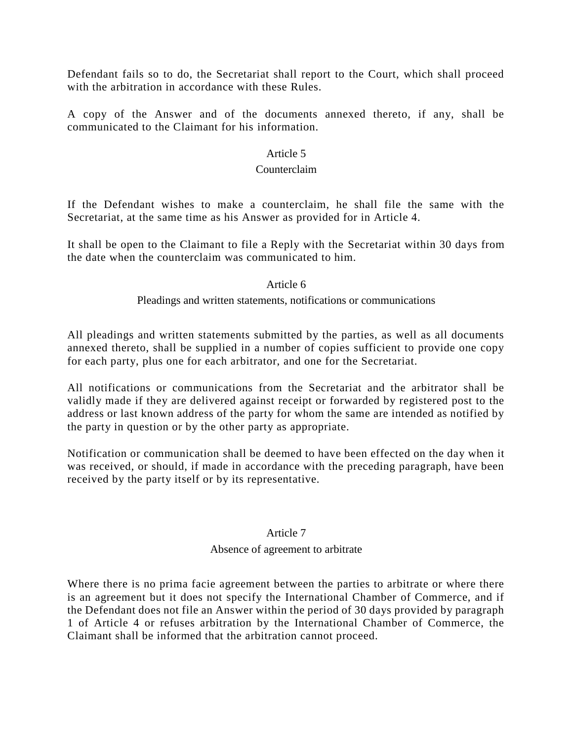Defendant fails so to do, the Secretariat shall report to the Court, which shall proceed with the arbitration in accordance with these Rules.

A copy of the Answer and of the documents annexed thereto, if any, shall be communicated to the Claimant for his information.

## Article 5

### Counterclaim

If the Defendant wishes to make a counterclaim, he shall file the same with the Secretariat, at the same time as his Answer as provided for in Article 4.

It shall be open to the Claimant to file a Reply with the Secretariat within 30 days from the date when the counterclaim was communicated to him.

## Article 6

### Pleadings and written statements, notifications or communications

All pleadings and written statements submitted by the parties, as well as all documents annexed thereto, shall be supplied in a number of copies sufficient to provide one copy for each party, plus one for each arbitrator, and one for the Secretariat.

All notifications or communications from the Secretariat and the arbitrator shall be validly made if they are delivered against receipt or forwarded by registered post to the address or last known address of the party for whom the same are intended as notified by the party in question or by the other party as appropriate.

Notification or communication shall be deemed to have been effected on the day when it was received, or should, if made in accordance with the preceding paragraph, have been received by the party itself or by its representative.

## Article 7

### Absence of agreement to arbitrate

Where there is no prima facie agreement between the parties to arbitrate or where there is an agreement but it does not specify the International Chamber of Commerce, and if the Defendant does not file an Answer within the period of 30 days provided by paragraph 1 of Article 4 or refuses arbitration by the International Chamber of Commerce, the Claimant shall be informed that the arbitration cannot proceed.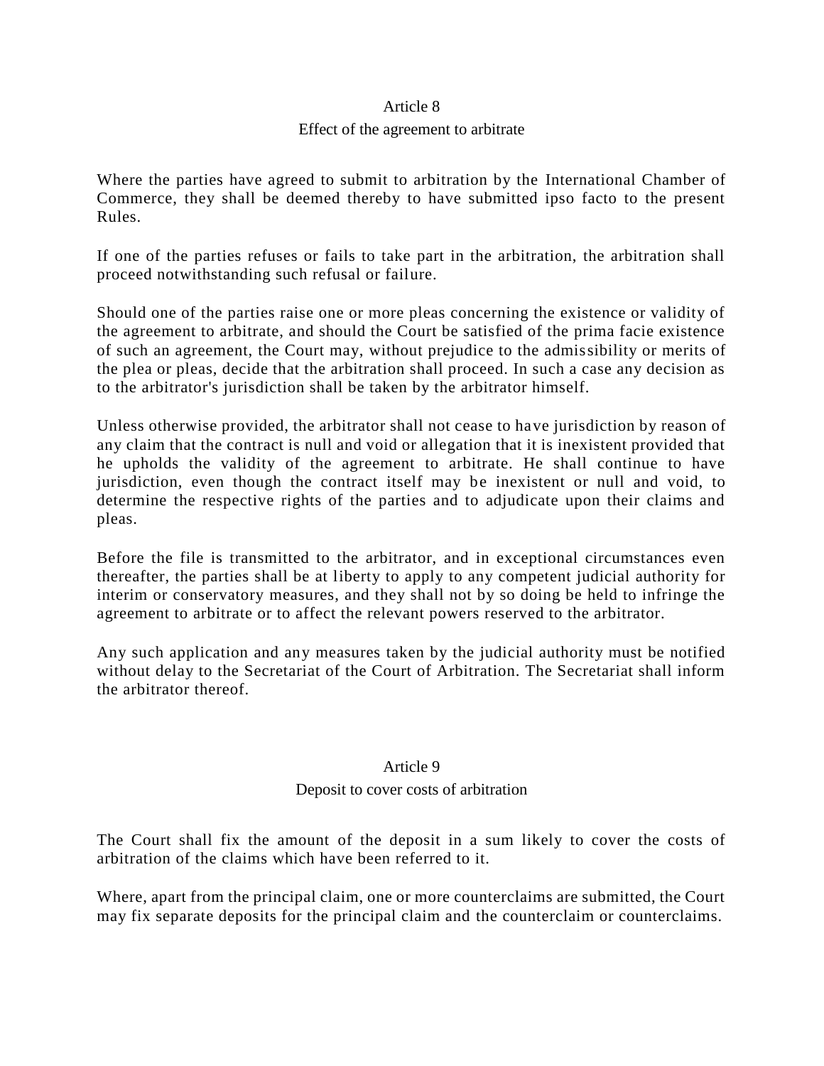## Article 8

### Effect of the agreement to arbitrate

Where the parties have agreed to submit to arbitration by the International Chamber of Commerce, they shall be deemed thereby to have submitted ipso facto to the present Rules.

If one of the parties refuses or fails to take part in the arbitration, the arbitration shall proceed notwithstanding such refusal or failure.

Should one of the parties raise one or more pleas concerning the existence or validity of the agreement to arbitrate, and should the Court be satisfied of the prima facie existence of such an agreement, the Court may, without prejudice to the admissibility or merits of the plea or pleas, decide that the arbitration shall proceed. In such a case any decision as to the arbitrator's jurisdiction shall be taken by the arbitrator himself.

Unless otherwise provided, the arbitrator shall not cease to have jurisdiction by reason of any claim that the contract is null and void or allegation that it is inexistent provided that he upholds the validity of the agreement to arbitrate. He shall continue to have jurisdiction, even though the contract itself may be inexistent or null and void, to determine the respective rights of the parties and to adjudicate upon their claims and pleas.

Before the file is transmitted to the arbitrator, and in exceptional circumstances even thereafter, the parties shall be at liberty to apply to any competent judicial authority for interim or conservatory measures, and they shall not by so doing be held to infringe the agreement to arbitrate or to affect the relevant powers reserved to the arbitrator.

Any such application and any measures taken by the judicial authority must be notified without delay to the Secretariat of the Court of Arbitration. The Secretariat shall inform the arbitrator thereof.

## Article 9

### Deposit to cover costs of arbitration

The Court shall fix the amount of the deposit in a sum likely to cover the costs of arbitration of the claims which have been referred to it.

Where, apart from the principal claim, one or more counterclaims are submitted, the Court may fix separate deposits for the principal claim and the counterclaim or counterclaims.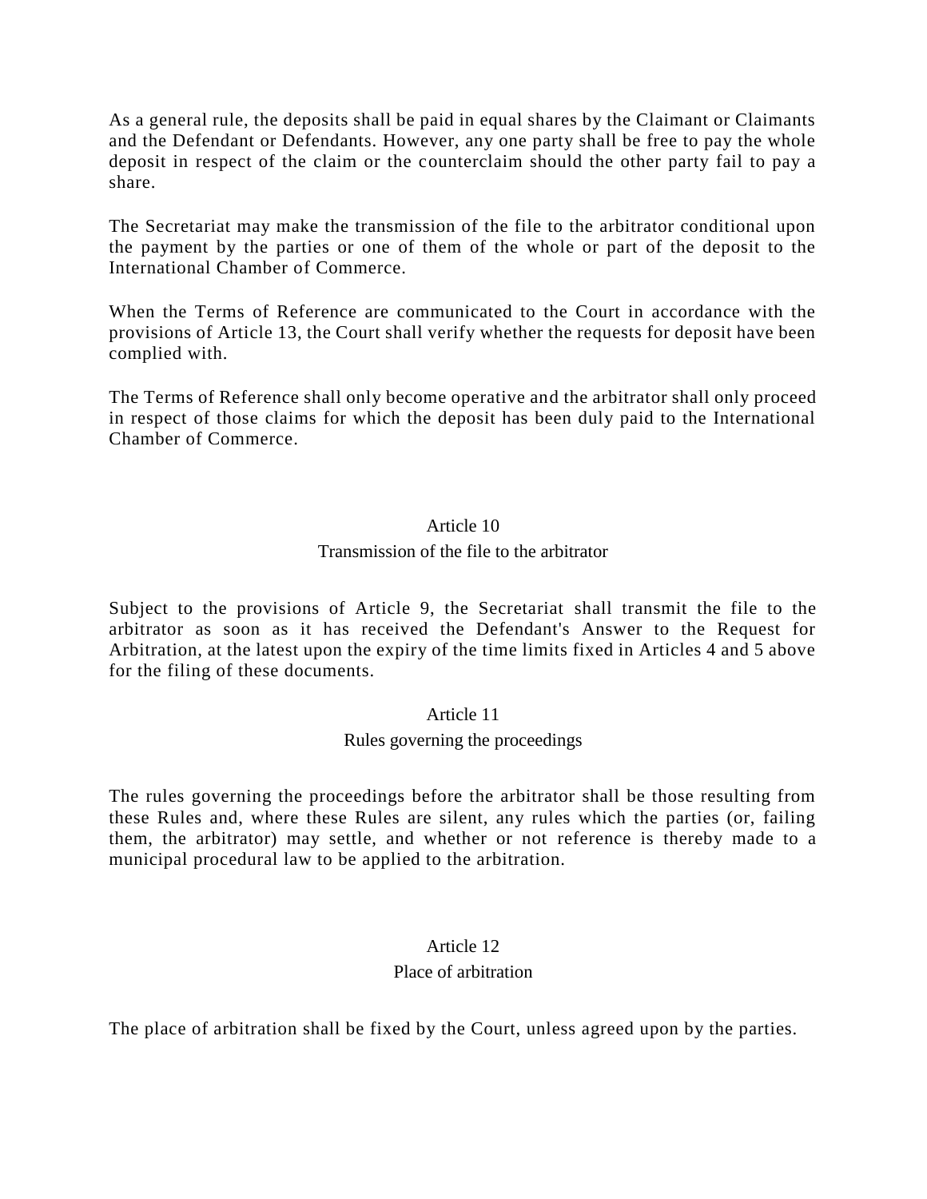As a general rule, the deposits shall be paid in equal shares by the Claimant or Claimants and the Defendant or Defendants. However, any one party shall be free to pay the whole deposit in respect of the claim or the counterclaim should the other party fail to pay a share.

The Secretariat may make the transmission of the file to the arbitrator conditional upon the payment by the parties or one of them of the whole or part of the deposit to the International Chamber of Commerce.

When the Terms of Reference are communicated to the Court in accordance with the provisions of Article 13, the Court shall verify whether the requests for deposit have been complied with.

The Terms of Reference shall only become operative and the arbitrator shall only proceed in respect of those claims for which the deposit has been duly paid to the International Chamber of Commerce.

## Article 10

### Transmission of the file to the arbitrator

Subject to the provisions of Article 9, the Secretariat shall transmit the file to the arbitrator as soon as it has received the Defendant's Answer to the Request for Arbitration, at the latest upon the expiry of the time limits fixed in Articles 4 and 5 above for the filing of these documents.

## Article 11

### Rules governing the proceedings

The rules governing the proceedings before the arbitrator shall be those resulting from these Rules and, where these Rules are silent, any rules which the parties (or, failing them, the arbitrator) may settle, and whether or not reference is thereby made to a municipal procedural law to be applied to the arbitration.

## Article 12

### Place of arbitration

The place of arbitration shall be fixed by the Court, unless agreed upon by the parties.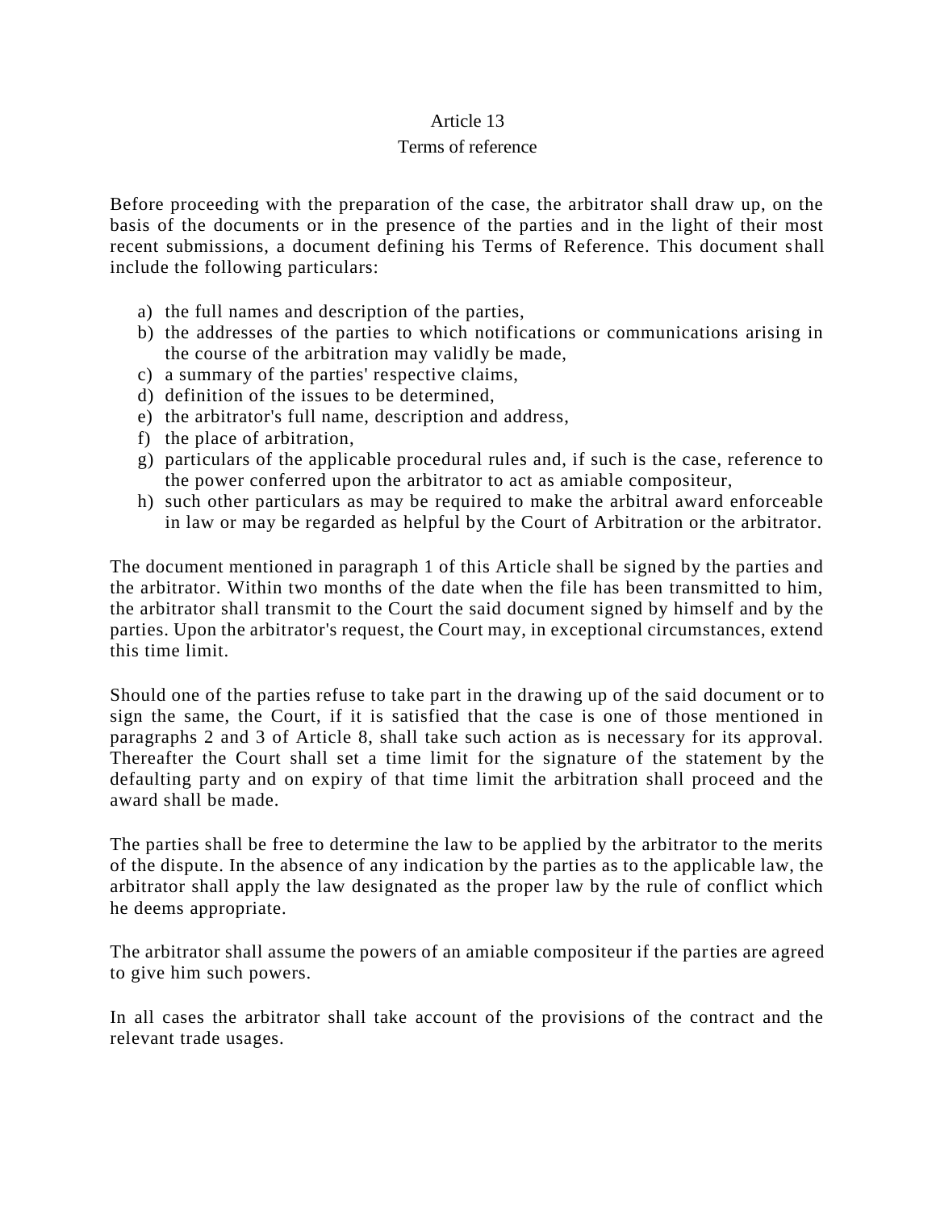## Article 13

### Terms of reference

Before proceeding with the preparation of the case, the arbitrator shall draw up, on the basis of the documents or in the presence of the parties and in the light of their most recent submissions, a document defining his Terms of Reference. This document shall include the following particulars:

a) the full names and description of the parties,
b) the addresses of the parties to which notifications or communications arising in the course of the arbitration may validly be made,
c) a summary of the parties' respective claims,
d) definition of the issues to be determined,
e) the arbitrator's full name, description and address,
f) the place of arbitration,
g) particulars of the applicable procedural rules and, if such is the case, reference to the power conferred upon the arbitrator to act as amiable compositeur,
h) such other particulars as may be required to make the arbitral award enforceable in law or may be regarded as helpful by the Court of Arbitration or the arbitrator.

The document mentioned in paragraph 1 of this Article shall be signed by the parties and the arbitrator. Within two months of the date when the file has been transmitted to him, the arbitrator shall transmit to the Court the said document signed by himself and by the parties. Upon the arbitrator's request, the Court may, in exceptional circumstances, extend this time limit.

Should one of the parties refuse to take part in the drawing up of the said document or to sign the same, the Court, if it is satisfied that the case is one of those mentioned in paragraphs 2 and 3 of Article 8, shall take such action as is necessary for its approval. Thereafter the Court shall set a time limit for the signature of the statement by the defaulting party and on expiry of that time limit the arbitration shall proceed and the award shall be made.

The parties shall be free to determine the law to be applied by the arbitrator to the merits of the dispute. In the absence of any indication by the parties as to the applicable law, the arbitrator shall apply the law designated as the proper law by the rule of conflict which he deems appropriate.

The arbitrator shall assume the powers of an amiable compositeur if the parties are agreed to give him such powers.

In all cases the arbitrator shall take account of the provisions of the contract and the relevant trade usages.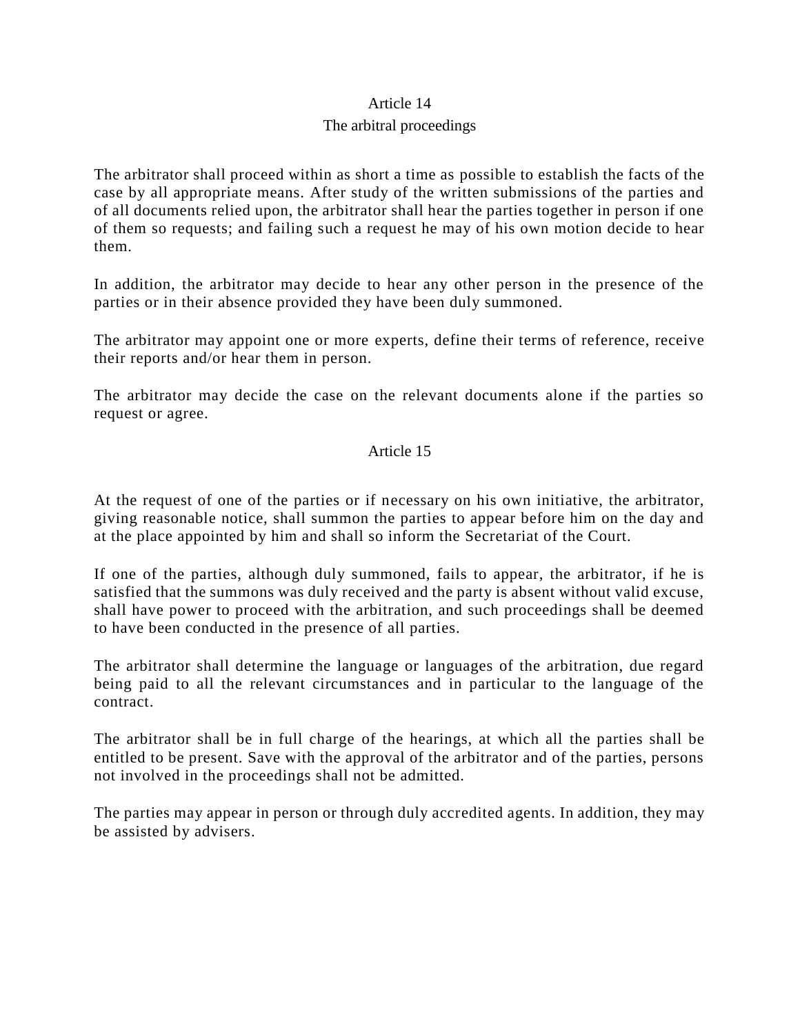## Article 14

### The arbitral proceedings

The arbitrator shall proceed within as short a time as possible to establish the facts of the case by all appropriate means. After study of the written submissions of the parties and of all documents relied upon, the arbitrator shall hear the parties together in person if one of them so requests; and failing such a request he may of his own motion decide to hear them.

In addition, the arbitrator may decide to hear any other person in the presence of the parties or in their absence provided they have been duly summoned.

The arbitrator may appoint one or more experts, define their terms of reference, receive their reports and/or hear them in person.

The arbitrator may decide the case on the relevant documents alone if the parties so request or agree.

## Article 15

At the request of one of the parties or if necessary on his own initiative, the arbitrator, giving reasonable notice, shall summon the parties to appear before him on the day and at the place appointed by him and shall so inform the Secretariat of the Court.

If one of the parties, although duly summoned, fails to appear, the arbitrator, if he is satisfied that the summons was duly received and the party is absent without valid excuse, shall have power to proceed with the arbitration, and such proceedings shall be deemed to have been conducted in the presence of all parties.

The arbitrator shall determine the language or languages of the arbitration, due regard being paid to all the relevant circumstances and in particular to the language of the contract.

The arbitrator shall be in full charge of the hearings, at which all the parties shall be entitled to be present. Save with the approval of the arbitrator and of the parties, persons not involved in the proceedings shall not be admitted.

The parties may appear in person or through duly accredited agents. In addition, they may be assisted by advisers.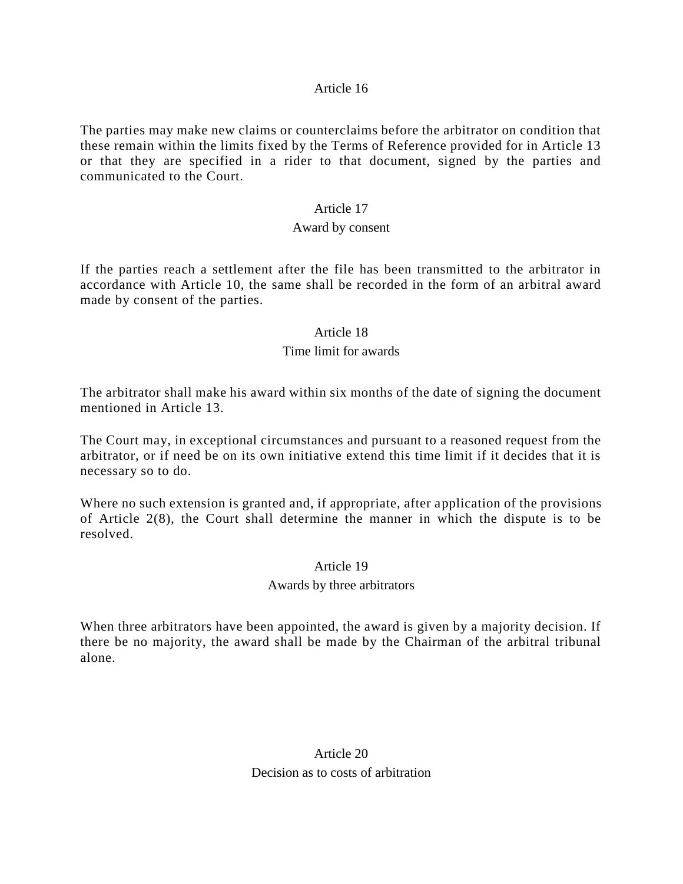## Article 16

The parties may make new claims or counterclaims before the arbitrator on condition that these remain within the limits fixed by the Terms of Reference provided for in Article 13 or that they are specified in a rider to that document, signed by the parties and communicated to the Court.

## Article 17

### Award by consent

If the parties reach a settlement after the file has been transmitted to the arbitrator in accordance with Article 10, the same shall be recorded in the form of an arbitral award made by consent of the parties.

## Article 18

### Time limit for awards

The arbitrator shall make his award within six months of the date of signing the document mentioned in Article 13.

The Court may, in exceptional circumstances and pursuant to a reasoned request from the arbitrator, or if need be on its own initiative extend this time limit if it decides that it is necessary so to do.

Where no such extension is granted and, if appropriate, after application of the provisions of Article 2(8), the Court shall determine the manner in which the dispute is to be resolved.

## Article 19

### Awards by three arbitrators

When three arbitrators have been appointed, the award is given by a majority decision. If there be no majority, the award shall be made by the Chairman of the arbitral tribunal alone.

## Article 20

### Decision as to costs of arbitration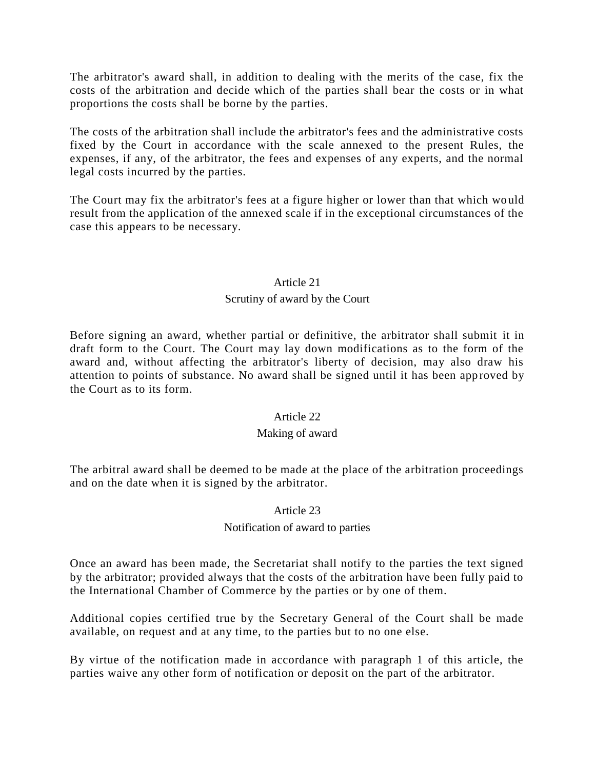The arbitrator's award shall, in addition to dealing with the merits of the case, fix the costs of the arbitration and decide which of the parties shall bear the costs or in what proportions the costs shall be borne by the parties.

The costs of the arbitration shall include the arbitrator's fees and the administrative costs fixed by the Court in accordance with the scale annexed to the present Rules, the expenses, if any, of the arbitrator, the fees and expenses of any experts, and the normal legal costs incurred by the parties.

The Court may fix the arbitrator's fees at a figure higher or lower than that which would result from the application of the annexed scale if in the exceptional circumstances of the case this appears to be necessary.

## Article 21

### Scrutiny of award by the Court

Before signing an award, whether partial or definitive, the arbitrator shall submit it in draft form to the Court. The Court may lay down modifications as to the form of the award and, without affecting the arbitrator's liberty of decision, may also draw his attention to points of substance. No award shall be signed until it has been approved by the Court as to its form.

## Article 22

### Making of award

The arbitral award shall be deemed to be made at the place of the arbitration proceedings and on the date when it is signed by the arbitrator.

## Article 23

### Notification of award to parties

Once an award has been made, the Secretariat shall notify to the parties the text signed by the arbitrator; provided always that the costs of the arbitration have been fully paid to the International Chamber of Commerce by the parties or by one of them.

Additional copies certified true by the Secretary General of the Court shall be made available, on request and at any time, to the parties but to no one else.

By virtue of the notification made in accordance with paragraph 1 of this article, the parties waive any other form of notification or deposit on the part of the arbitrator.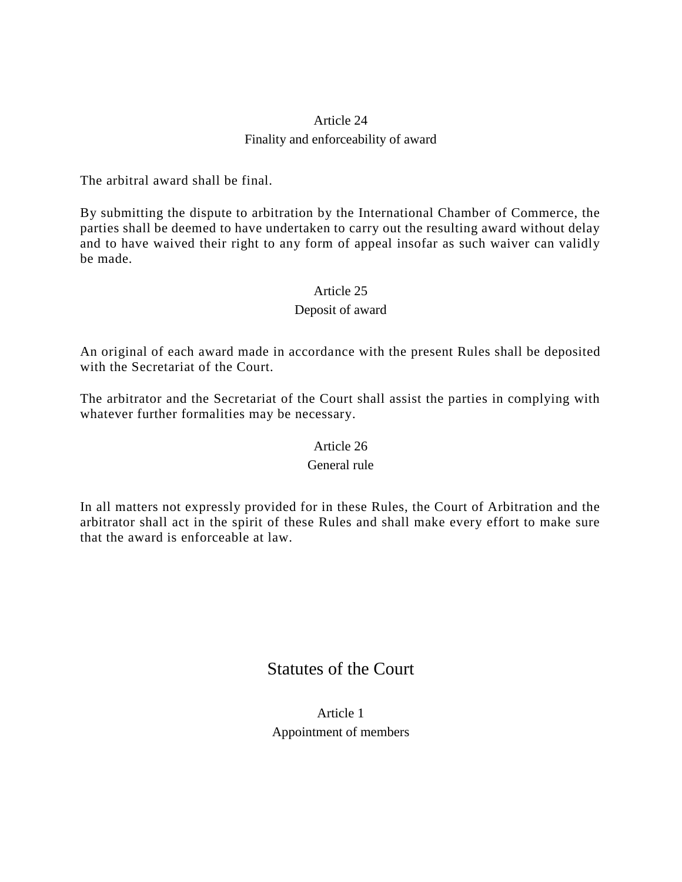### Article 24
### Finality and enforceability of award

The arbitral award shall be final.

By submitting the dispute to arbitration by the International Chamber of Commerce, the parties shall be deemed to have undertaken to carry out the resulting award without delay and to have waived their right to any form of appeal insofar as such waiver can validly be made.

### Article 25
### Deposit of award

An original of each award made in accordance with the present Rules shall be deposited with the Secretariat of the Court.

The arbitrator and the Secretariat of the Court shall assist the parties in complying with whatever further formalities may be necessary.

### Article 26
### General rule

In all matters not expressly provided for in these Rules, the Court of Arbitration and the arbitrator shall act in the spirit of these Rules and shall make every effort to make sure that the award is enforceable at law.

## Statutes of the Court

### Article 1
### Appointment of members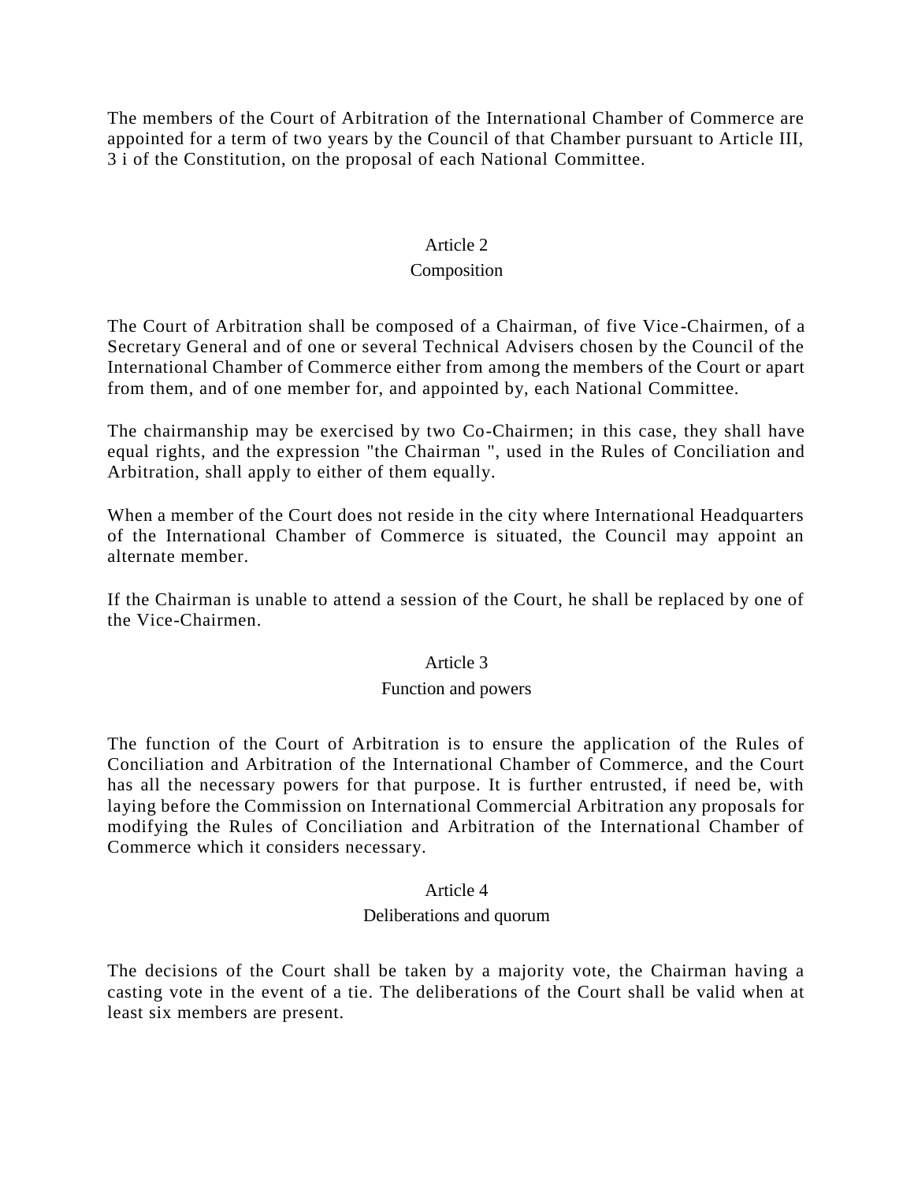The members of the Court of Arbitration of the International Chamber of Commerce are appointed for a term of two years by the Council of that Chamber pursuant to Article III, 3 i of the Constitution, on the proposal of each National Committee.

### Article 2

### Composition

The Court of Arbitration shall be composed of a Chairman, of five Vice-Chairmen, of a Secretary General and of one or several Technical Advisers chosen by the Council of the International Chamber of Commerce either from among the members of the Court or apart from them, and of one member for, and appointed by, each National Committee.

The chairmanship may be exercised by two Co-Chairmen; in this case, they shall have equal rights, and the expression "the Chairman ", used in the Rules of Conciliation and Arbitration, shall apply to either of them equally.

When a member of the Court does not reside in the city where International Headquarters of the International Chamber of Commerce is situated, the Council may appoint an alternate member.

If the Chairman is unable to attend a session of the Court, he shall be replaced by one of the Vice-Chairmen.

### Article 3

### Function and powers

The function of the Court of Arbitration is to ensure the application of the Rules of Conciliation and Arbitration of the International Chamber of Commerce, and the Court has all the necessary powers for that purpose. It is further entrusted, if need be, with laying before the Commission on International Commercial Arbitration any proposals for modifying the Rules of Conciliation and Arbitration of the International Chamber of Commerce which it considers necessary.

### Article 4

### Deliberations and quorum

The decisions of the Court shall be taken by a majority vote, the Chairman having a casting vote in the event of a tie. The deliberations of the Court shall be valid when at least six members are present.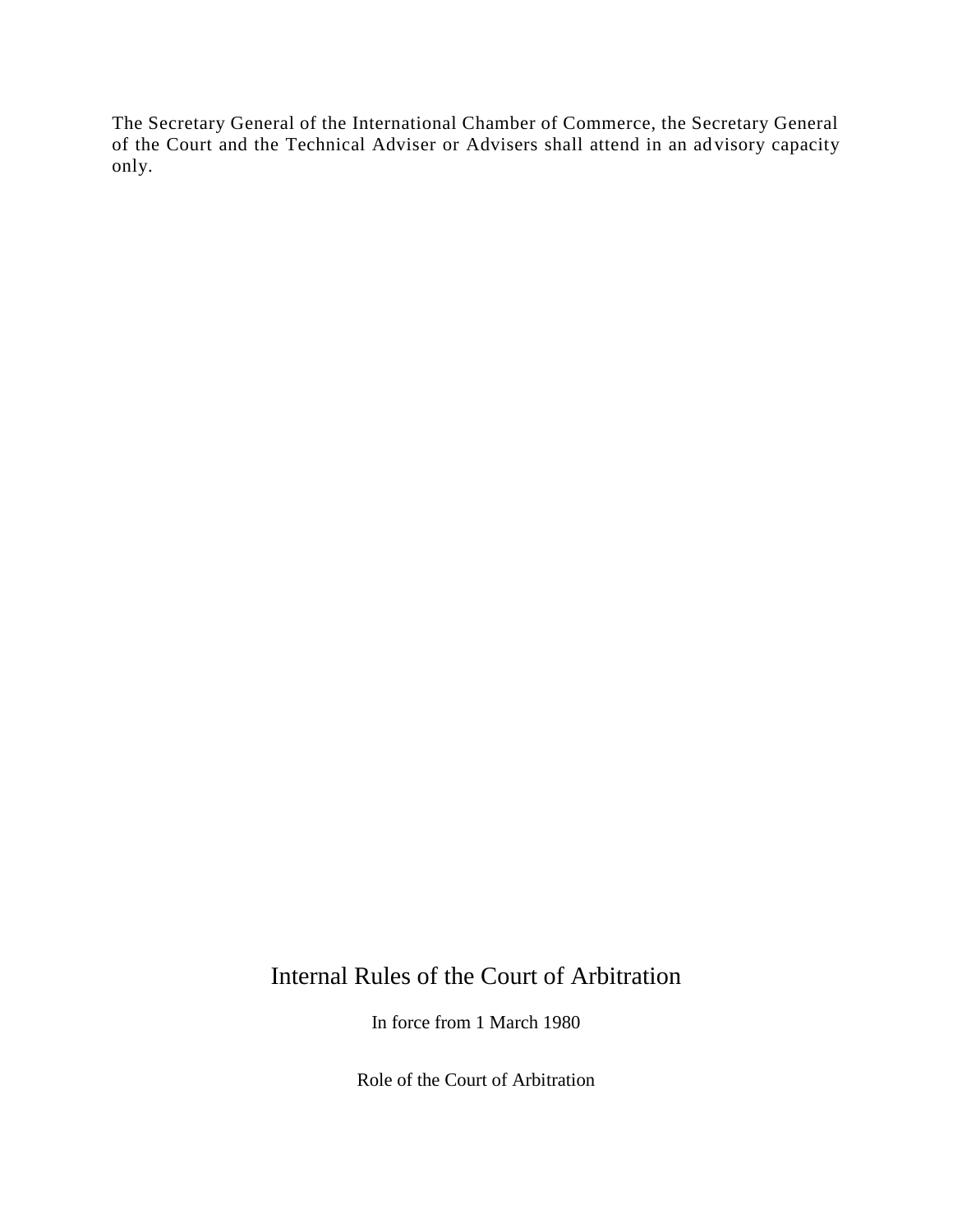The Secretary General of the International Chamber of Commerce, the Secretary General of the Court and the Technical Adviser or Advisers shall attend in an advisory capacity only.

# Internal Rules of the Court of Arbitration

In force from 1 March 1980

## Role of the Court of Arbitration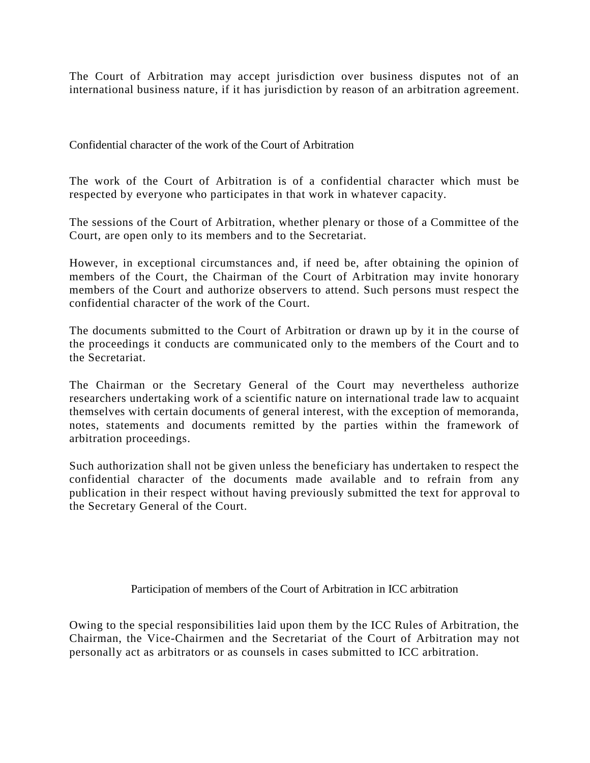The Court of Arbitration may accept jurisdiction over business disputes not of an international business nature, if it has jurisdiction by reason of an arbitration agreement.

## Confidential character of the work of the Court of Arbitration

The work of the Court of Arbitration is of a confidential character which must be respected by everyone who participates in that work in whatever capacity.

The sessions of the Court of Arbitration, whether plenary or those of a Committee of the Court, are open only to its members and to the Secretariat.

However, in exceptional circumstances and, if need be, after obtaining the opinion of members of the Court, the Chairman of the Court of Arbitration may invite honorary members of the Court and authorize observers to attend. Such persons must respect the confidential character of the work of the Court.

The documents submitted to the Court of Arbitration or drawn up by it in the course of the proceedings it conducts are communicated only to the members of the Court and to the Secretariat.

The Chairman or the Secretary General of the Court may nevertheless authorize researchers undertaking work of a scientific nature on international trade law to acquaint themselves with certain documents of general interest, with the exception of memoranda, notes, statements and documents remitted by the parties within the framework of arbitration proceedings.

Such authorization shall not be given unless the beneficiary has undertaken to respect the confidential character of the documents made available and to refrain from any publication in their respect without having previously submitted the text for approval to the Secretary General of the Court.

## Participation of members of the Court of Arbitration in ICC arbitration

Owing to the special responsibilities laid upon them by the ICC Rules of Arbitration, the Chairman, the Vice-Chairmen and the Secretariat of the Court of Arbitration may not personally act as arbitrators or as counsels in cases submitted to ICC arbitration.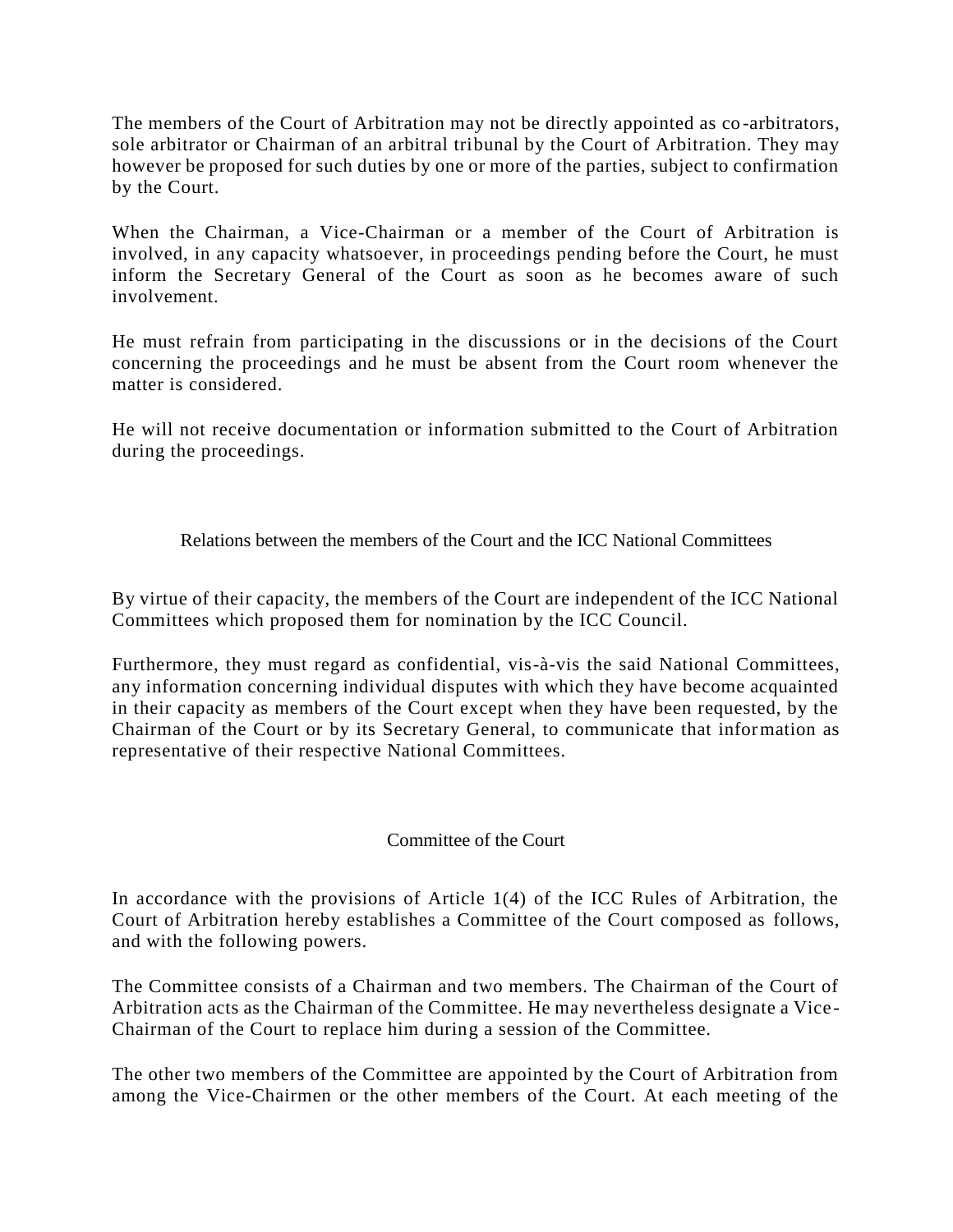The members of the Court of Arbitration may not be directly appointed as co-arbitrators, sole arbitrator or Chairman of an arbitral tribunal by the Court of Arbitration. They may however be proposed for such duties by one or more of the parties, subject to confirmation by the Court.

When the Chairman, a Vice-Chairman or a member of the Court of Arbitration is involved, in any capacity whatsoever, in proceedings pending before the Court, he must inform the Secretary General of the Court as soon as he becomes aware of such involvement.

He must refrain from participating in the discussions or in the decisions of the Court concerning the proceedings and he must be absent from the Court room whenever the matter is considered.

He will not receive documentation or information submitted to the Court of Arbitration during the proceedings.

## Relations between the members of the Court and the ICC National Committees

By virtue of their capacity, the members of the Court are independent of the ICC National Committees which proposed them for nomination by the ICC Council.

Furthermore, they must regard as confidential, vis-à-vis the said National Committees, any information concerning individual disputes with which they have become acquainted in their capacity as members of the Court except when they have been requested, by the Chairman of the Court or by its Secretary General, to communicate that information as representative of their respective National Committees.

## Committee of the Court

In accordance with the provisions of Article 1(4) of the ICC Rules of Arbitration, the Court of Arbitration hereby establishes a Committee of the Court composed as follows, and with the following powers.

The Committee consists of a Chairman and two members. The Chairman of the Court of Arbitration acts as the Chairman of the Committee. He may nevertheless designate a Vice-Chairman of the Court to replace him during a session of the Committee.

The other two members of the Committee are appointed by the Court of Arbitration from among the Vice-Chairmen or the other members of the Court. At each meeting of the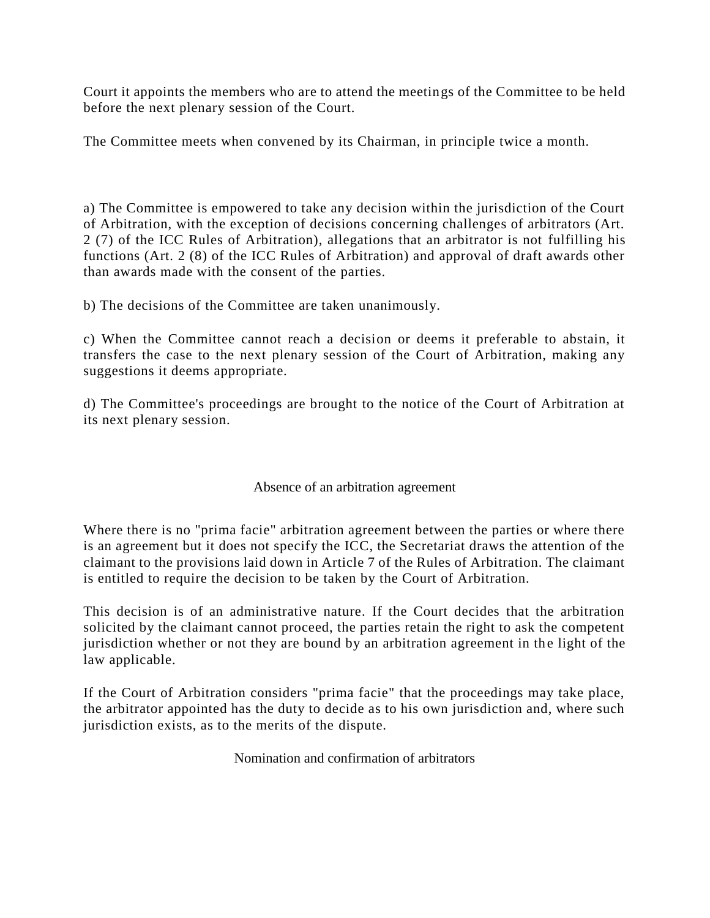Court it appoints the members who are to attend the meetings of the Committee to be held before the next plenary session of the Court.

The Committee meets when convened by its Chairman, in principle twice a month.

a) The Committee is empowered to take any decision within the jurisdiction of the Court of Arbitration, with the exception of decisions concerning challenges of arbitrators (Art. 2 (7) of the ICC Rules of Arbitration), allegations that an arbitrator is not fulfilling his functions (Art. 2 (8) of the ICC Rules of Arbitration) and approval of draft awards other than awards made with the consent of the parties.

b) The decisions of the Committee are taken unanimously.

c) When the Committee cannot reach a decision or deems it preferable to abstain, it transfers the case to the next plenary session of the Court of Arbitration, making any suggestions it deems appropriate.

d) The Committee's proceedings are brought to the notice of the Court of Arbitration at its next plenary session.

## Absence of an arbitration agreement

Where there is no "prima facie" arbitration agreement between the parties or where there is an agreement but it does not specify the ICC, the Secretariat draws the attention of the claimant to the provisions laid down in Article 7 of the Rules of Arbitration. The claimant is entitled to require the decision to be taken by the Court of Arbitration.

This decision is of an administrative nature. If the Court decides that the arbitration solicited by the claimant cannot proceed, the parties retain the right to ask the competent jurisdiction whether or not they are bound by an arbitration agreement in the light of the law applicable.

If the Court of Arbitration considers "prima facie" that the proceedings may take place, the arbitrator appointed has the duty to decide as to his own jurisdiction and, where such jurisdiction exists, as to the merits of the dispute.

## Nomination and confirmation of arbitrators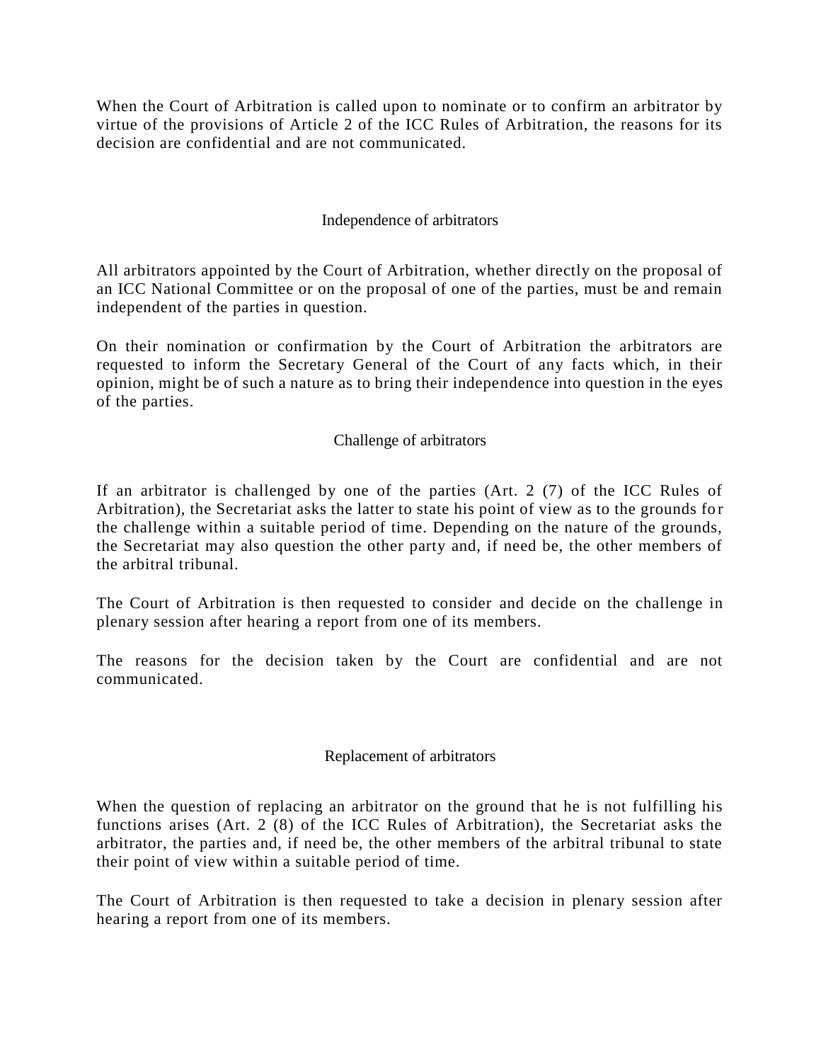When the Court of Arbitration is called upon to nominate or to confirm an arbitrator by virtue of the provisions of Article 2 of the ICC Rules of Arbitration, the reasons for its decision are confidential and are not communicated.

## Independence of arbitrators

All arbitrators appointed by the Court of Arbitration, whether directly on the proposal of an ICC National Committee or on the proposal of one of the parties, must be and remain independent of the parties in question.

On their nomination or confirmation by the Court of Arbitration the arbitrators are requested to inform the Secretary General of the Court of any facts which, in their opinion, might be of such a nature as to bring their independence into question in the eyes of the parties.

## Challenge of arbitrators

If an arbitrator is challenged by one of the parties (Art. 2 (7) of the ICC Rules of Arbitration), the Secretariat asks the latter to state his point of view as to the grounds for the challenge within a suitable period of time. Depending on the nature of the grounds, the Secretariat may also question the other party and, if need be, the other members of the arbitral tribunal.

The Court of Arbitration is then requested to consider and decide on the challenge in plenary session after hearing a report from one of its members.

The reasons for the decision taken by the Court are confidential and are not communicated.

## Replacement of arbitrators

When the question of replacing an arbitrator on the ground that he is not fulfilling his functions arises (Art. 2 (8) of the ICC Rules of Arbitration), the Secretariat asks the arbitrator, the parties and, if need be, the other members of the arbitral tribunal to state their point of view within a suitable period of time.

The Court of Arbitration is then requested to take a decision in plenary session after hearing a report from one of its members.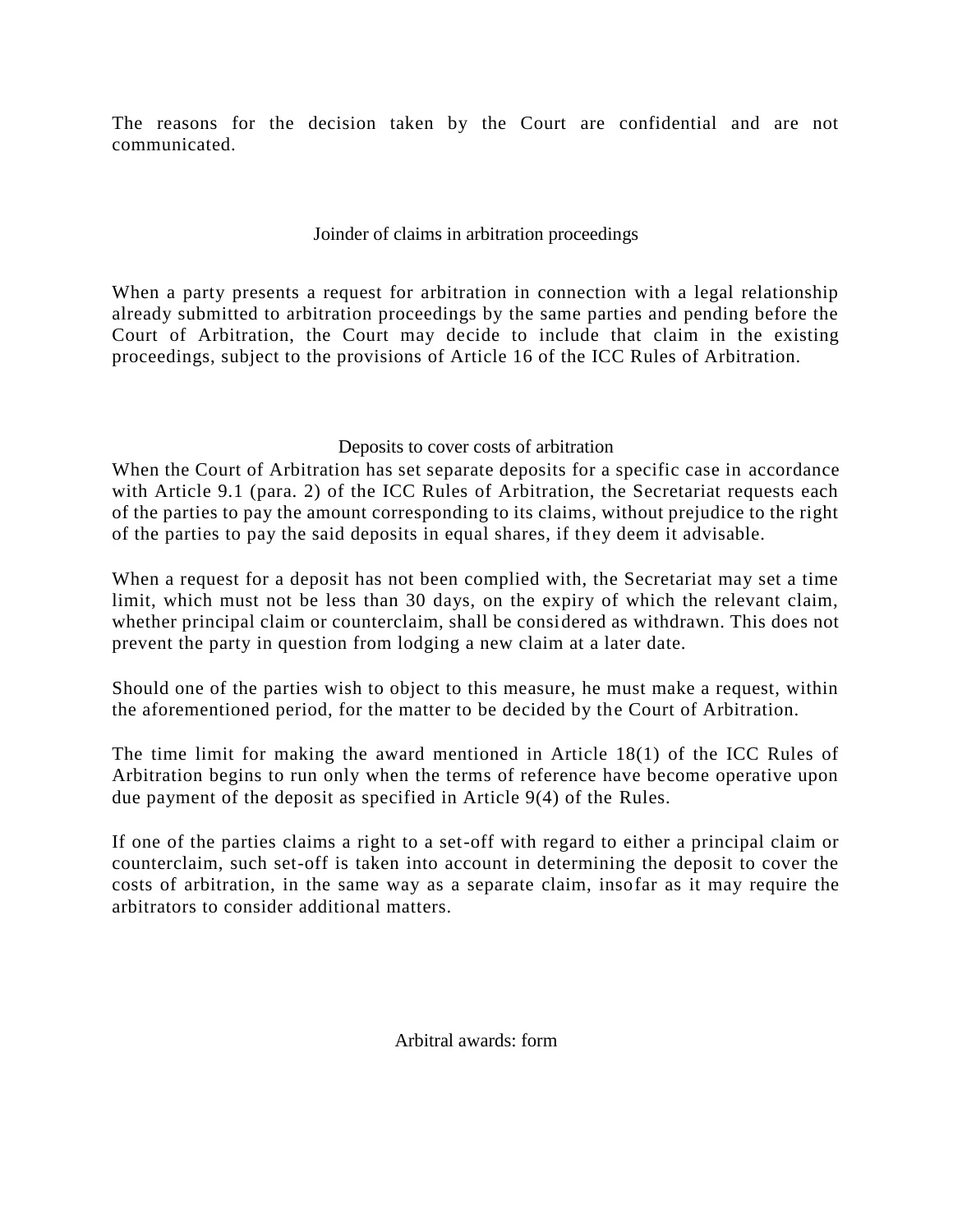The reasons for the decision taken by the Court are confidential and are not communicated.

## Joinder of claims in arbitration proceedings

When a party presents a request for arbitration in connection with a legal relationship already submitted to arbitration proceedings by the same parties and pending before the Court of Arbitration, the Court may decide to include that claim in the existing proceedings, subject to the provisions of Article 16 of the ICC Rules of Arbitration.

## Deposits to cover costs of arbitration

When the Court of Arbitration has set separate deposits for a specific case in accordance with Article 9.1 (para. 2) of the ICC Rules of Arbitration, the Secretariat requests each of the parties to pay the amount corresponding to its claims, without prejudice to the right of the parties to pay the said deposits in equal shares, if they deem it advisable.

When a request for a deposit has not been complied with, the Secretariat may set a time limit, which must not be less than 30 days, on the expiry of which the relevant claim, whether principal claim or counterclaim, shall be considered as withdrawn. This does not prevent the party in question from lodging a new claim at a later date.

Should one of the parties wish to object to this measure, he must make a request, within the aforementioned period, for the matter to be decided by the Court of Arbitration.

The time limit for making the award mentioned in Article 18(1) of the ICC Rules of Arbitration begins to run only when the terms of reference have become operative upon due payment of the deposit as specified in Article 9(4) of the Rules.

If one of the parties claims a right to a set-off with regard to either a principal claim or counterclaim, such set-off is taken into account in determining the deposit to cover the costs of arbitration, in the same way as a separate claim, insofar as it may require the arbitrators to consider additional matters.

## Arbitral awards: form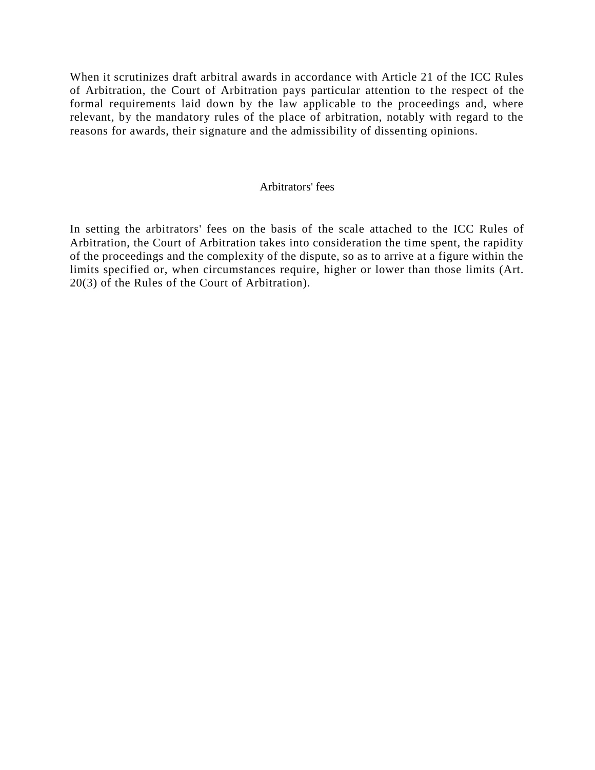When it scrutinizes draft arbitral awards in accordance with Article 21 of the ICC Rules of Arbitration, the Court of Arbitration pays particular attention to the respect of the formal requirements laid down by the law applicable to the proceedings and, where relevant, by the mandatory rules of the place of arbitration, notably with regard to the reasons for awards, their signature and the admissibility of dissenting opinions.

## Arbitrators' fees

In setting the arbitrators' fees on the basis of the scale attached to the ICC Rules of Arbitration, the Court of Arbitration takes into consideration the time spent, the rapidity of the proceedings and the complexity of the dispute, so as to arrive at a figure within the limits specified or, when circumstances require, higher or lower than those limits (Art. 20(3) of the Rules of the Court of Arbitration).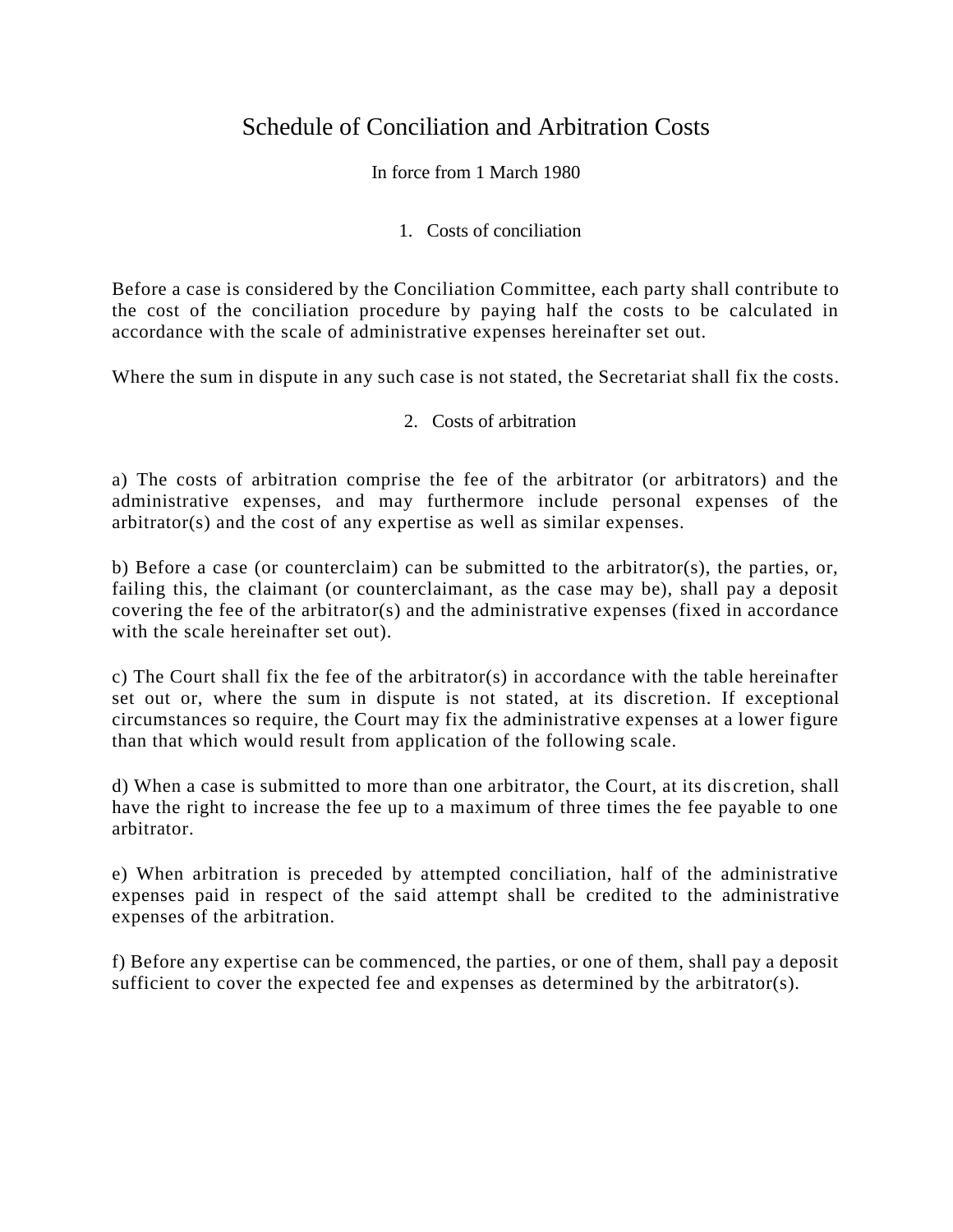# Schedule of Conciliation and Arbitration Costs

In force from 1 March 1980

## 1. Costs of conciliation

Before a case is considered by the Conciliation Committee, each party shall contribute to the cost of the conciliation procedure by paying half the costs to be calculated in accordance with the scale of administrative expenses hereinafter set out.

Where the sum in dispute in any such case is not stated, the Secretariat shall fix the costs.

## 2. Costs of arbitration

a) The costs of arbitration comprise the fee of the arbitrator (or arbitrators) and the administrative expenses, and may furthermore include personal expenses of the arbitrator(s) and the cost of any expertise as well as similar expenses.

b) Before a case (or counterclaim) can be submitted to the arbitrator(s), the parties, or, failing this, the claimant (or counterclaimant, as the case may be), shall pay a deposit covering the fee of the arbitrator(s) and the administrative expenses (fixed in accordance with the scale hereinafter set out).

c) The Court shall fix the fee of the arbitrator(s) in accordance with the table hereinafter set out or, where the sum in dispute is not stated, at its discretion. If exceptional circumstances so require, the Court may fix the administrative expenses at a lower figure than that which would result from application of the following scale.

d) When a case is submitted to more than one arbitrator, the Court, at its discretion, shall have the right to increase the fee up to a maximum of three times the fee payable to one arbitrator.

e) When arbitration is preceded by attempted conciliation, half of the administrative expenses paid in respect of the said attempt shall be credited to the administrative expenses of the arbitration.

f) Before any expertise can be commenced, the parties, or one of them, shall pay a deposit sufficient to cover the expected fee and expenses as determined by the arbitrator(s).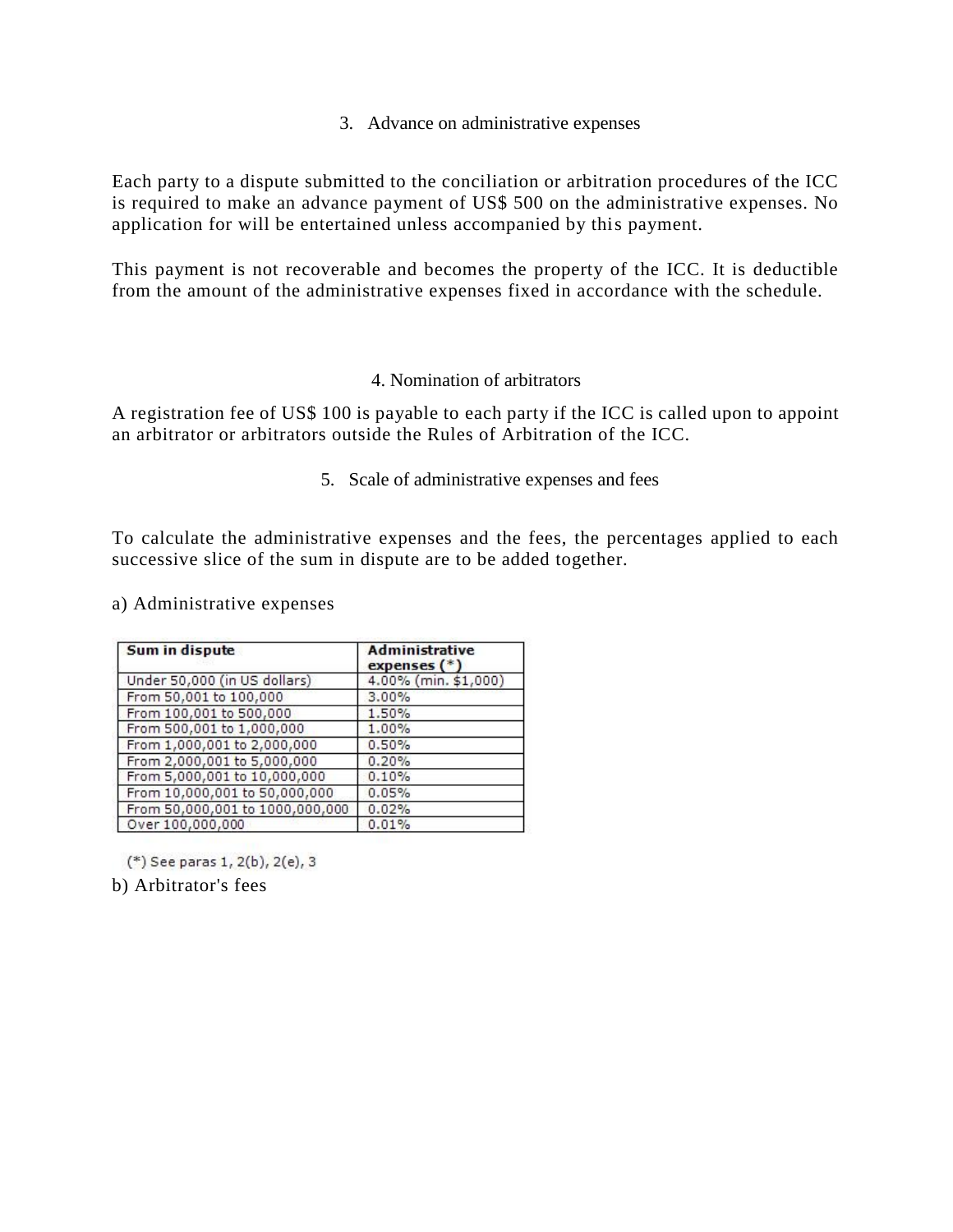### 3. Advance on administrative expenses

Each party to a dispute submitted to the conciliation or arbitration procedures of the ICC is required to make an advance payment of US$ 500 on the administrative expenses. No application for will be entertained unless accompanied by this payment.

This payment is not recoverable and becomes the property of the ICC. It is deductible from the amount of the administrative expenses fixed in accordance with the schedule.

### 4. Nomination of arbitrators

A registration fee of US$ 100 is payable to each party if the ICC is called upon to appoint an arbitrator or arbitrators outside the Rules of Arbitration of the ICC.

### 5. Scale of administrative expenses and fees

To calculate the administrative expenses and the fees, the percentages applied to each successive slice of the sum in dispute are to be added together.

a) Administrative expenses

| Sum in dispute | Administrative expenses (*) |
|---|---|
| Under 50,000 (in US dollars) | 4.00% (min. $1,000) |
| From 50,001 to 100,000 | 3.00% |
| From 100,001 to 500,000 | 1.50% |
| From 500,001 to 1,000,000 | 1.00% |
| From 1,000,001 to 2,000,000 | 0.50% |
| From 2,000,001 to 5,000,000 | 0.20% |
| From 5,000,001 to 10,000,000 | 0.10% |
| From 10,000,001 to 50,000,000 | 0.05% |
| From 50,000,001 to 1000,000,000 | 0.02% |
| Over 100,000,000 | 0.01% |

(*) See paras 1, 2(b), 2(e), 3

b) Arbitrator's fees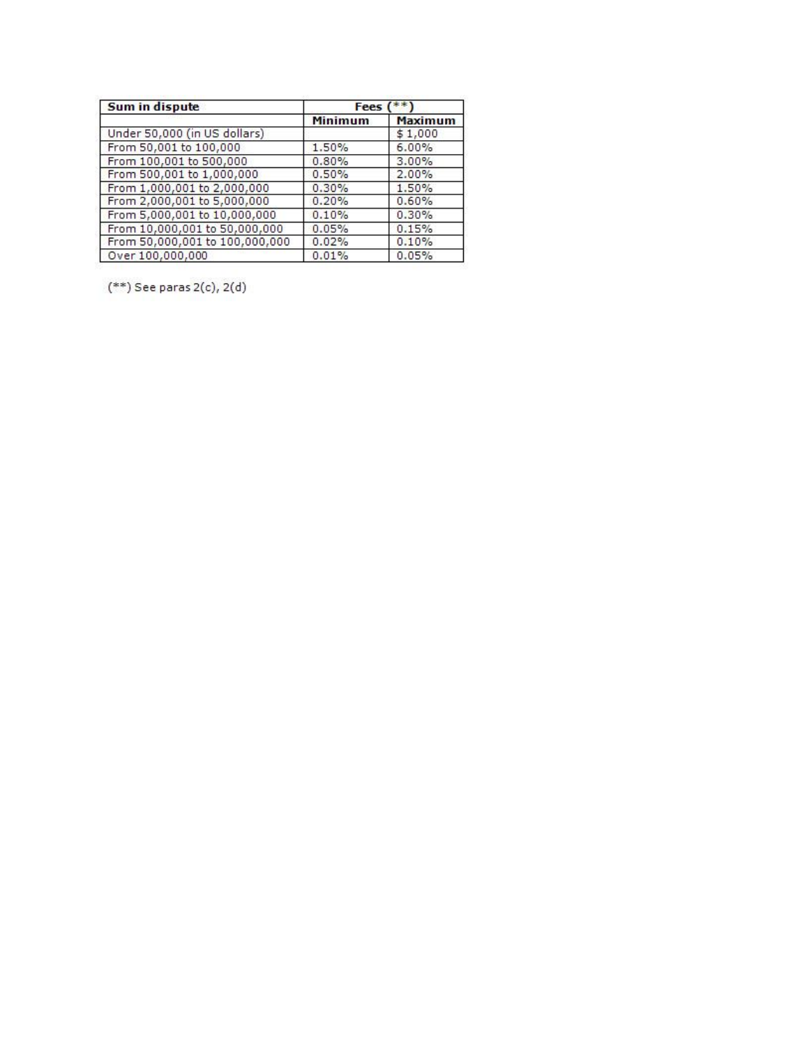| Sum in dispute | Fees (**) | |
|---|---|---|
| | Minimum | Maximum |
| Under 50,000 (in US dollars) | | $ 1,000 |
| From 50,001 to 100,000 | 1.50% | 6.00% |
| From 100,001 to 500,000 | 0.80% | 3.00% |
| From 500,001 to 1,000,000 | 0.50% | 2.00% |
| From 1,000,001 to 2,000,000 | 0.30% | 1.50% |
| From 2,000,001 to 5,000,000 | 0.20% | 0.60% |
| From 5,000,001 to 10,000,000 | 0.10% | 0.30% |
| From 10,000,001 to 50,000,000 | 0.05% | 0.15% |
| From 50,000,001 to 100,000,000 | 0.02% | 0.10% |
| Over 100,000,000 | 0.01% | 0.05% |

(**) See paras 2(c), 2(d)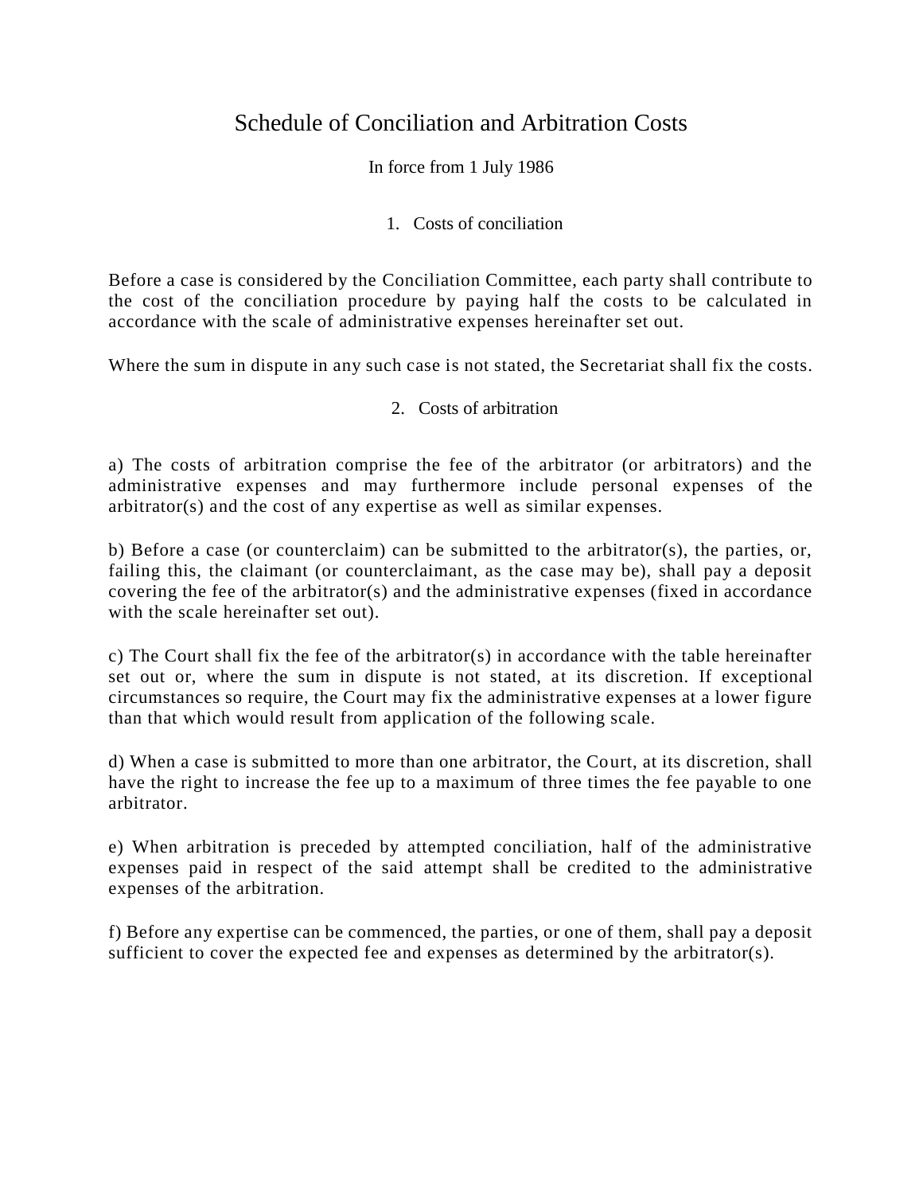# Schedule of Conciliation and Arbitration Costs

In force from 1 July 1986

## 1. Costs of conciliation

Before a case is considered by the Conciliation Committee, each party shall contribute to the cost of the conciliation procedure by paying half the costs to be calculated in accordance with the scale of administrative expenses hereinafter set out.

Where the sum in dispute in any such case is not stated, the Secretariat shall fix the costs.

## 2. Costs of arbitration

a) The costs of arbitration comprise the fee of the arbitrator (or arbitrators) and the administrative expenses and may furthermore include personal expenses of the arbitrator(s) and the cost of any expertise as well as similar expenses.

b) Before a case (or counterclaim) can be submitted to the arbitrator(s), the parties, or, failing this, the claimant (or counterclaimant, as the case may be), shall pay a deposit covering the fee of the arbitrator(s) and the administrative expenses (fixed in accordance with the scale hereinafter set out).

c) The Court shall fix the fee of the arbitrator(s) in accordance with the table hereinafter set out or, where the sum in dispute is not stated, at its discretion. If exceptional circumstances so require, the Court may fix the administrative expenses at a lower figure than that which would result from application of the following scale.

d) When a case is submitted to more than one arbitrator, the Court, at its discretion, shall have the right to increase the fee up to a maximum of three times the fee payable to one arbitrator.

e) When arbitration is preceded by attempted conciliation, half of the administrative expenses paid in respect of the said attempt shall be credited to the administrative expenses of the arbitration.

f) Before any expertise can be commenced, the parties, or one of them, shall pay a deposit sufficient to cover the expected fee and expenses as determined by the arbitrator(s).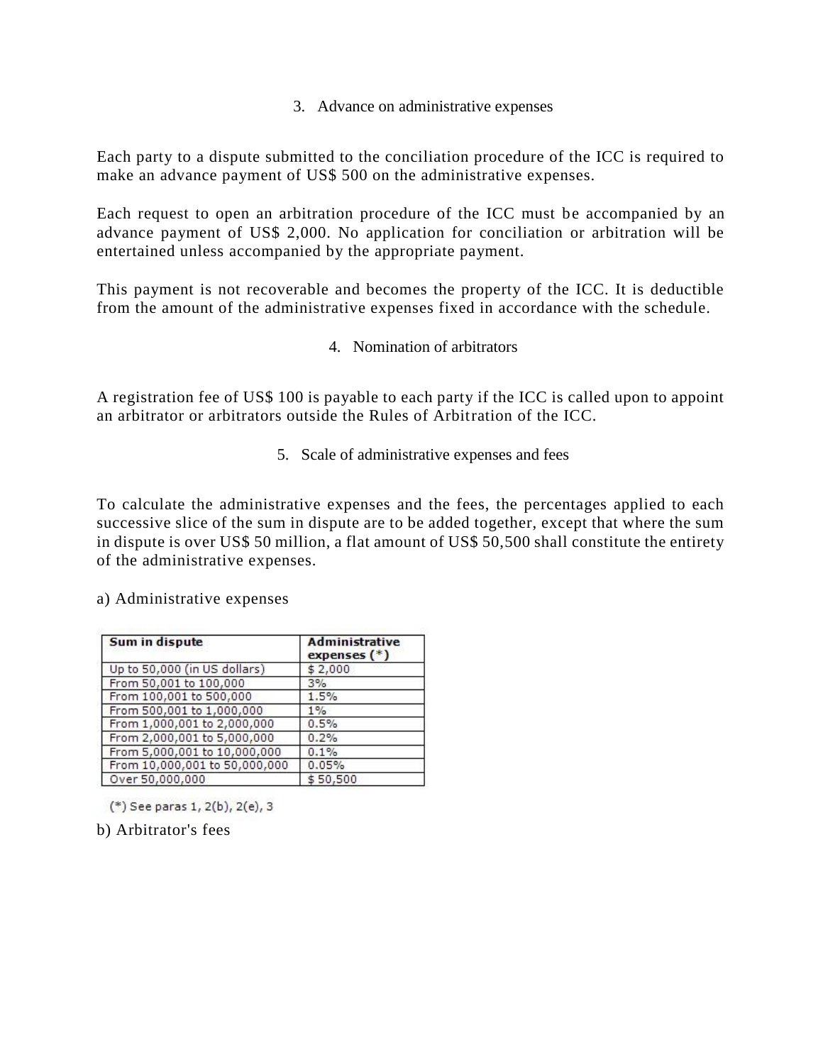## 3. Advance on administrative expenses

Each party to a dispute submitted to the conciliation procedure of the ICC is required to make an advance payment of US$ 500 on the administrative expenses.

Each request to open an arbitration procedure of the ICC must be accompanied by an advance payment of US$ 2,000. No application for conciliation or arbitration will be entertained unless accompanied by the appropriate payment.

This payment is not recoverable and becomes the property of the ICC. It is deductible from the amount of the administrative expenses fixed in accordance with the schedule.

## 4. Nomination of arbitrators

A registration fee of US$ 100 is payable to each party if the ICC is called upon to appoint an arbitrator or arbitrators outside the Rules of Arbitration of the ICC.

## 5. Scale of administrative expenses and fees

To calculate the administrative expenses and the fees, the percentages applied to each successive slice of the sum in dispute are to be added together, except that where the sum in dispute is over US$ 50 million, a flat amount of US$ 50,500 shall constitute the entirety of the administrative expenses.

a) Administrative expenses

| Sum in dispute | Administrative expenses (*) |
|---|---|
| Up to 50,000 (in US dollars) | $ 2,000 |
| From 50,001 to 100,000 | 3% |
| From 100,001 to 500,000 | 1.5% |
| From 500,001 to 1,000,000 | 1% |
| From 1,000,001 to 2,000,000 | 0.5% |
| From 2,000,001 to 5,000,000 | 0.2% |
| From 5,000,001 to 10,000,000 | 0.1% |
| From 10,000,001 to 50,000,000 | 0.05% |
| Over 50,000,000 | $ 50,500 |

(*) See paras 1, 2(b), 2(e), 3

b) Arbitrator's fees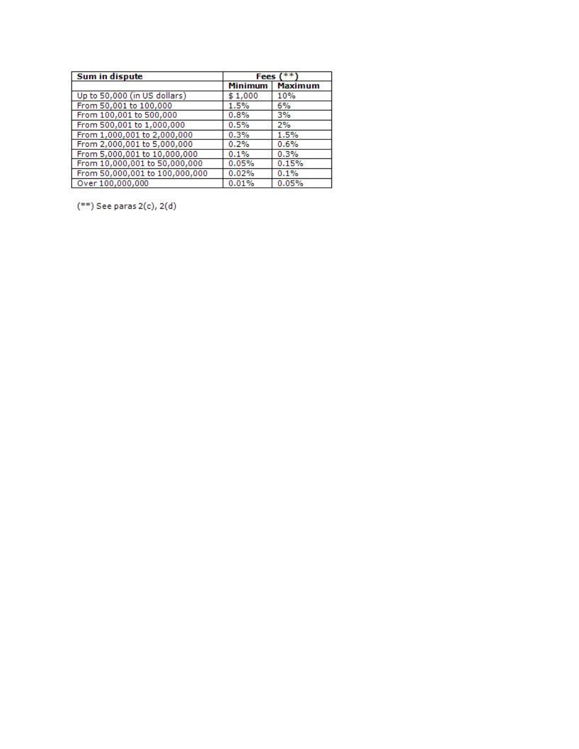| **Sum in dispute** | **Fees (**)** | |
|---|---|---|
| | **Minimum** | **Maximum** |
| Up to 50,000 (in US dollars) | $ 1,000 | 10% |
| From 50,001 to 100,000 | 1.5% | 6% |
| From 100,001 to 500,000 | 0.8% | 3% |
| From 500,001 to 1,000,000 | 0.5% | 2% |
| From 1,000,001 to 2,000,000 | 0.3% | 1.5% |
| From 2,000,001 to 5,000,000 | 0.2% | 0.6% |
| From 5,000,001 to 10,000,000 | 0.1% | 0.3% |
| From 10,000,001 to 50,000,000 | 0.05% | 0.15% |
| From 50,000,001 to 100,000,000 | 0.02% | 0.1% |
| Over 100,000,000 | 0.01% | 0.05% |

(**) See paras 2(c), 2(d)